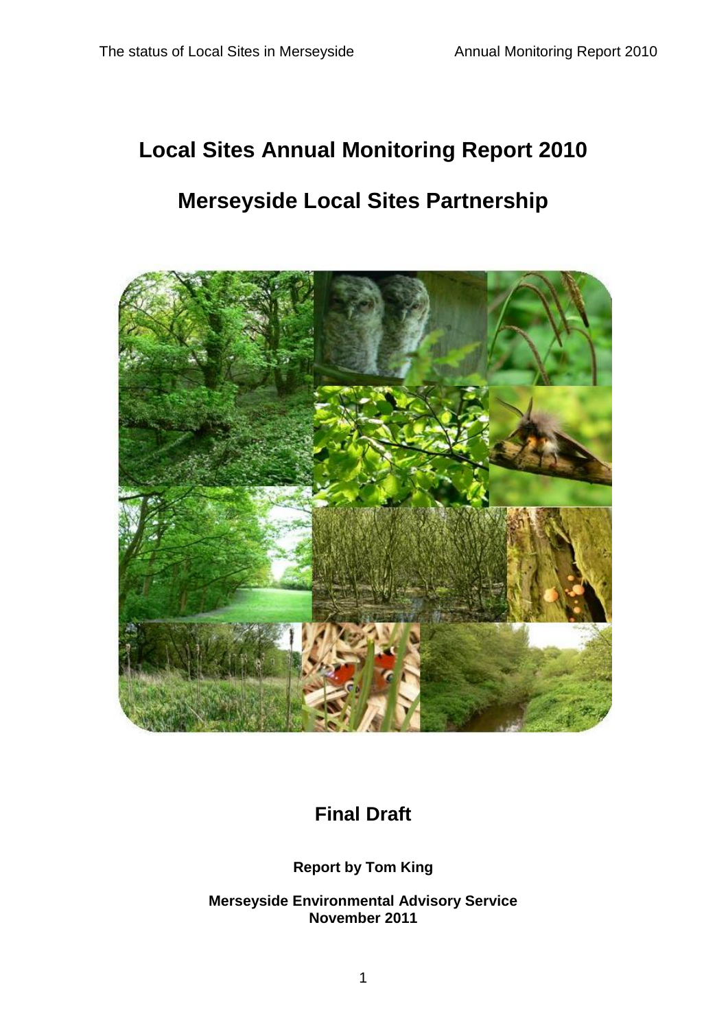# Local Sites Annual Monitoring Report 2010

# Merseyside Local Sites Partnership

## Final Draft

**Report by Tom King**

**Merseyside Environmental Advisory Service**
**November 2011**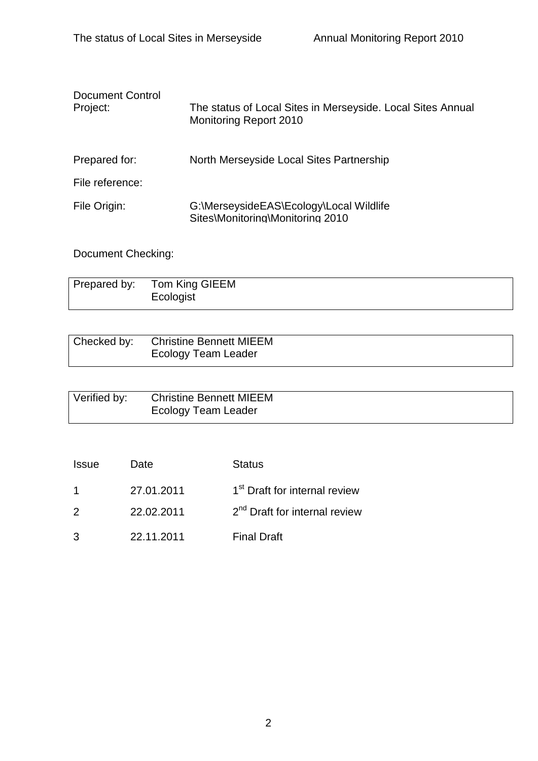Document Control

| | |
|---|---|
| Project: | The status of Local Sites in Merseyside. Local Sites Annual Monitoring Report 2010 |
| Prepared for: | North Merseyside Local Sites Partnership |
| File reference: | |
| File Origin: | G:\MerseysideEAS\Ecology\Local Wildlife Sites\Monitoring\Monitoring 2010 |

Document Checking:

| | |
|---|---|
| Prepared by: | Tom King GIEEM<br>Ecologist |

| | |
|---|---|
| Checked by: | Christine Bennett MIEEM<br>Ecology Team Leader |

| | |
|---|---|
| Verified by: | Christine Bennett MIEEM<br>Ecology Team Leader |

| Issue | Date | Status |
|---|---|---|
| 1 | 27.01.2011 | 1st Draft for internal review |
| 2 | 22.02.2011 | 2nd Draft for internal review |
| 3 | 22.11.2011 | Final Draft |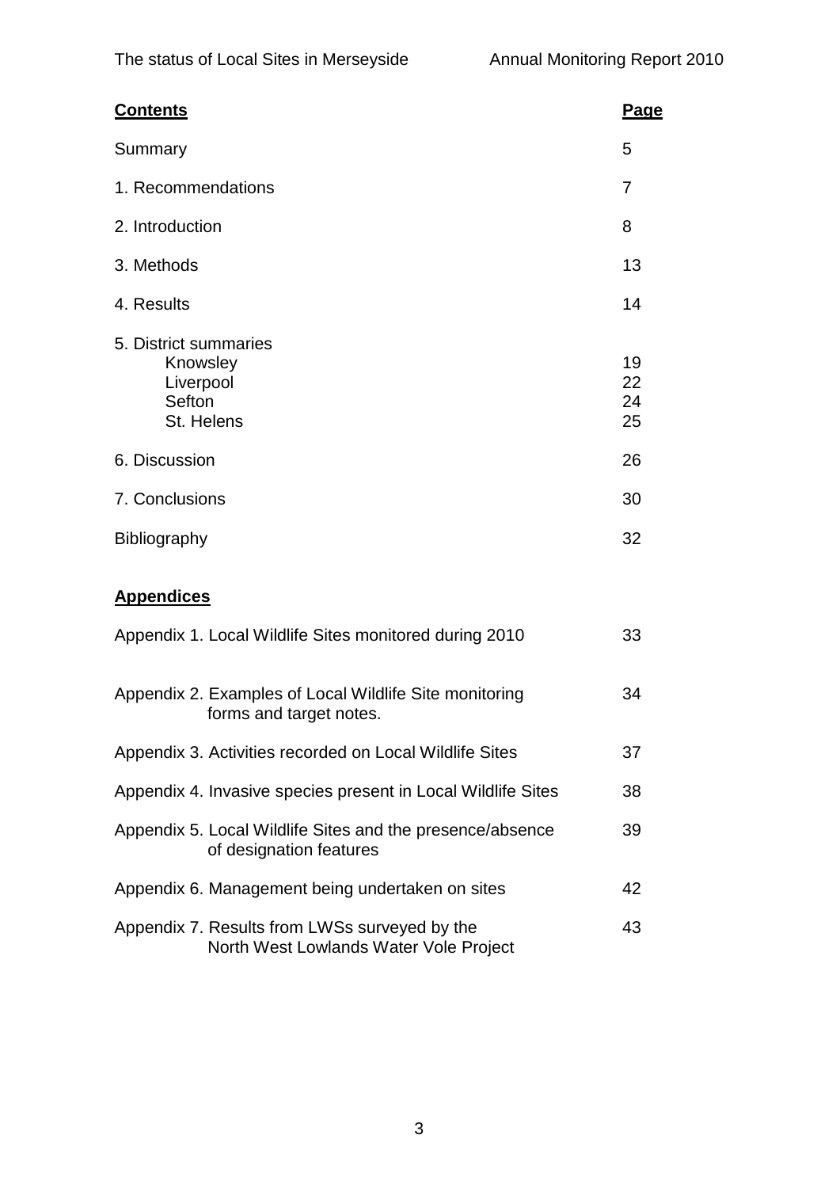| **Contents** | **Page** |
|---|---|
| Summary | 5 |
| 1. Recommendations | 7 |
| 2. Introduction | 8 |
| 3. Methods | 13 |
| 4. Results | 14 |
| 5. District summaries | |
| Knowsley | 19 |
| Liverpool | 22 |
| Sefton | 24 |
| St. Helens | 25 |
| 6. Discussion | 26 |
| 7. Conclusions | 30 |
| Bibliography | 32 |

**Appendices**

| | |
|---|---|
| Appendix 1. Local Wildlife Sites monitored during 2010 | 33 |
| Appendix 2. Examples of Local Wildlife Site monitoring forms and target notes. | 34 |
| Appendix 3. Activities recorded on Local Wildlife Sites | 37 |
| Appendix 4. Invasive species present in Local Wildlife Sites | 38 |
| Appendix 5. Local Wildlife Sites and the presence/absence of designation features | 39 |
| Appendix 6. Management being undertaken on sites | 42 |
| Appendix 7. Results from LWSs surveyed by the North West Lowlands Water Vole Project | 43 |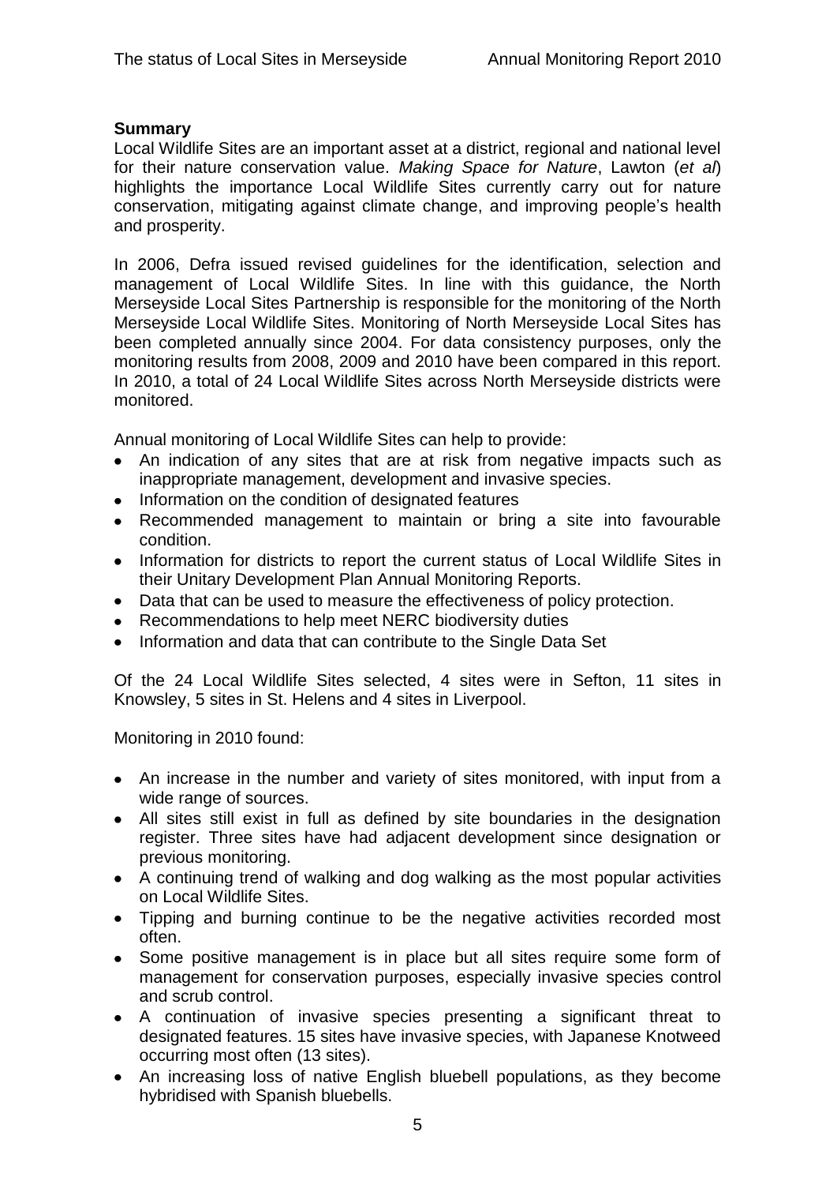**Summary**

Local Wildlife Sites are an important asset at a district, regional and national level for their nature conservation value. *Making Space for Nature*, Lawton (*et al*) highlights the importance Local Wildlife Sites currently carry out for nature conservation, mitigating against climate change, and improving people's health and prosperity.

In 2006, Defra issued revised guidelines for the identification, selection and management of Local Wildlife Sites. In line with this guidance, the North Merseyside Local Sites Partnership is responsible for the monitoring of the North Merseyside Local Wildlife Sites. Monitoring of North Merseyside Local Sites has been completed annually since 2004. For data consistency purposes, only the monitoring results from 2008, 2009 and 2010 have been compared in this report. In 2010, a total of 24 Local Wildlife Sites across North Merseyside districts were monitored.

Annual monitoring of Local Wildlife Sites can help to provide:

- An indication of any sites that are at risk from negative impacts such as inappropriate management, development and invasive species.
- Information on the condition of designated features
- Recommended management to maintain or bring a site into favourable condition.
- Information for districts to report the current status of Local Wildlife Sites in their Unitary Development Plan Annual Monitoring Reports.
- Data that can be used to measure the effectiveness of policy protection.
- Recommendations to help meet NERC biodiversity duties
- Information and data that can contribute to the Single Data Set

Of the 24 Local Wildlife Sites selected, 4 sites were in Sefton, 11 sites in Knowsley, 5 sites in St. Helens and 4 sites in Liverpool.

Monitoring in 2010 found:

- An increase in the number and variety of sites monitored, with input from a wide range of sources.
- All sites still exist in full as defined by site boundaries in the designation register. Three sites have had adjacent development since designation or previous monitoring.
- A continuing trend of walking and dog walking as the most popular activities on Local Wildlife Sites.
- Tipping and burning continue to be the negative activities recorded most often.
- Some positive management is in place but all sites require some form of management for conservation purposes, especially invasive species control and scrub control.
- A continuation of invasive species presenting a significant threat to designated features. 15 sites have invasive species, with Japanese Knotweed occurring most often (13 sites).
- An increasing loss of native English bluebell populations, as they become hybridised with Spanish bluebells.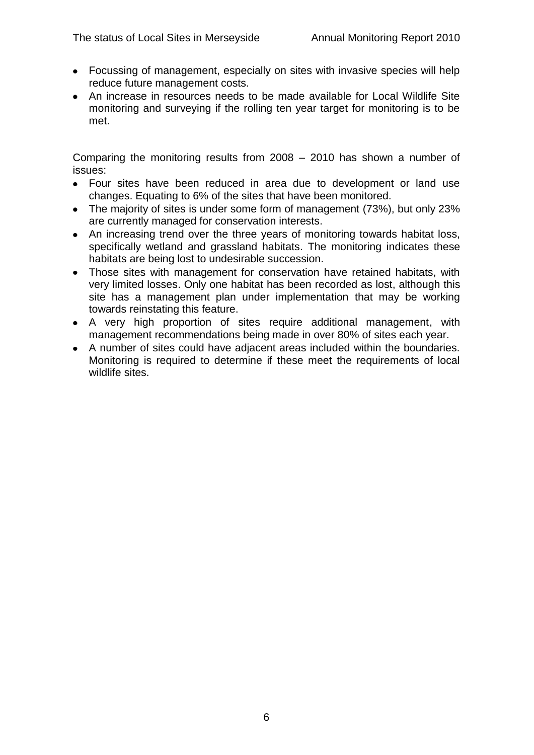- Focussing of management, especially on sites with invasive species will help reduce future management costs.
- An increase in resources needs to be made available for Local Wildlife Site monitoring and surveying if the rolling ten year target for monitoring is to be met.

Comparing the monitoring results from 2008 – 2010 has shown a number of issues:

- Four sites have been reduced in area due to development or land use changes. Equating to 6% of the sites that have been monitored.
- The majority of sites is under some form of management (73%), but only 23% are currently managed for conservation interests.
- An increasing trend over the three years of monitoring towards habitat loss, specifically wetland and grassland habitats. The monitoring indicates these habitats are being lost to undesirable succession.
- Those sites with management for conservation have retained habitats, with very limited losses. Only one habitat has been recorded as lost, although this site has a management plan under implementation that may be working towards reinstating this feature.
- A very high proportion of sites require additional management, with management recommendations being made in over 80% of sites each year.
- A number of sites could have adjacent areas included within the boundaries. Monitoring is required to determine if these meet the requirements of local wildlife sites.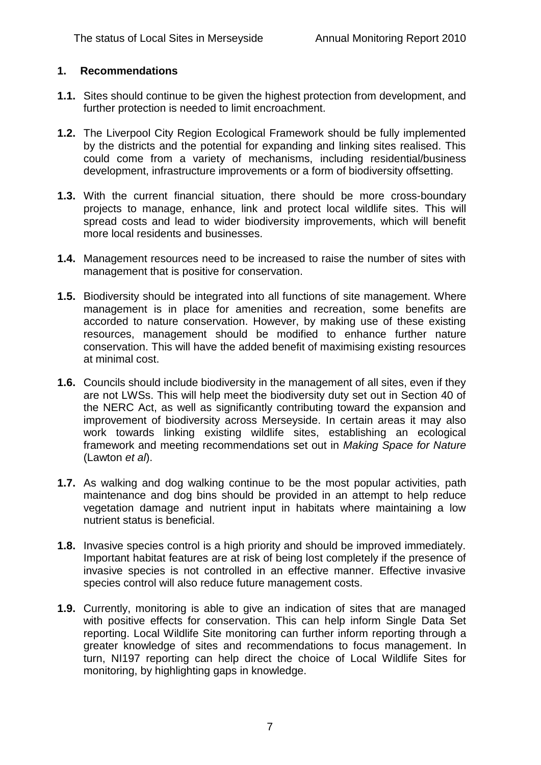## 1. Recommendations

**1.1.** Sites should continue to be given the highest protection from development, and further protection is needed to limit encroachment.

**1.2.** The Liverpool City Region Ecological Framework should be fully implemented by the districts and the potential for expanding and linking sites realised. This could come from a variety of mechanisms, including residential/business development, infrastructure improvements or a form of biodiversity offsetting.

**1.3.** With the current financial situation, there should be more cross-boundary projects to manage, enhance, link and protect local wildlife sites. This will spread costs and lead to wider biodiversity improvements, which will benefit more local residents and businesses.

**1.4.** Management resources need to be increased to raise the number of sites with management that is positive for conservation.

**1.5.** Biodiversity should be integrated into all functions of site management. Where management is in place for amenities and recreation, some benefits are accorded to nature conservation. However, by making use of these existing resources, management should be modified to enhance further nature conservation. This will have the added benefit of maximising existing resources at minimal cost.

**1.6.** Councils should include biodiversity in the management of all sites, even if they are not LWSs. This will help meet the biodiversity duty set out in Section 40 of the NERC Act, as well as significantly contributing toward the expansion and improvement of biodiversity across Merseyside. In certain areas it may also work towards linking existing wildlife sites, establishing an ecological framework and meeting recommendations set out in *Making Space for Nature* (Lawton *et al*).

**1.7.** As walking and dog walking continue to be the most popular activities, path maintenance and dog bins should be provided in an attempt to help reduce vegetation damage and nutrient input in habitats where maintaining a low nutrient status is beneficial.

**1.8.** Invasive species control is a high priority and should be improved immediately. Important habitat features are at risk of being lost completely if the presence of invasive species is not controlled in an effective manner. Effective invasive species control will also reduce future management costs.

**1.9.** Currently, monitoring is able to give an indication of sites that are managed with positive effects for conservation. This can help inform Single Data Set reporting. Local Wildlife Site monitoring can further inform reporting through a greater knowledge of sites and recommendations to focus management. In turn, NI197 reporting can help direct the choice of Local Wildlife Sites for monitoring, by highlighting gaps in knowledge.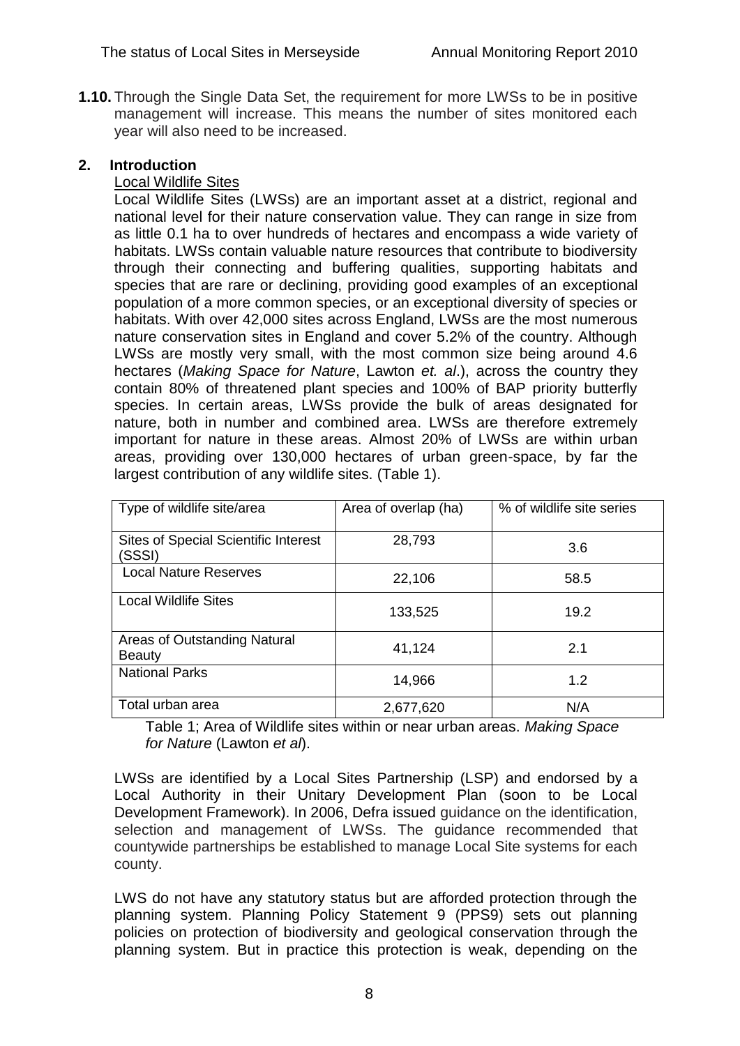**1.10.** Through the Single Data Set, the requirement for more LWSs to be in positive management will increase. This means the number of sites monitored each year will also need to be increased.

## 2. Introduction

Local Wildlife Sites

Local Wildlife Sites (LWSs) are an important asset at a district, regional and national level for their nature conservation value. They can range in size from as little 0.1 ha to over hundreds of hectares and encompass a wide variety of habitats. LWSs contain valuable nature resources that contribute to biodiversity through their connecting and buffering qualities, supporting habitats and species that are rare or declining, providing good examples of an exceptional population of a more common species, or an exceptional diversity of species or habitats. With over 42,000 sites across England, LWSs are the most numerous nature conservation sites in England and cover 5.2% of the country. Although LWSs are mostly very small, with the most common size being around 4.6 hectares (*Making Space for Nature*, Lawton *et. al*.), across the country they contain 80% of threatened plant species and 100% of BAP priority butterfly species. In certain areas, LWSs provide the bulk of areas designated for nature, both in number and combined area. LWSs are therefore extremely important for nature in these areas. Almost 20% of LWSs are within urban areas, providing over 130,000 hectares of urban green-space, by far the largest contribution of any wildlife sites. (Table 1).

| Type of wildlife site/area | Area of overlap (ha) | % of wildlife site series |
|---|---|---|
| Sites of Special Scientific Interest (SSSI) | 28,793 | 3.6 |
| Local Nature Reserves | 22,106 | 58.5 |
| Local Wildlife Sites | 133,525 | 19.2 |
| Areas of Outstanding Natural Beauty | 41,124 | 2.1 |
| National Parks | 14,966 | 1.2 |
| Total urban area | 2,677,620 | N/A |

Table 1; Area of Wildlife sites within or near urban areas. *Making Space for Nature* (Lawton *et al*).

LWSs are identified by a Local Sites Partnership (LSP) and endorsed by a Local Authority in their Unitary Development Plan (soon to be Local Development Framework). In 2006, Defra issued guidance on the identification, selection and management of LWSs. The guidance recommended that countywide partnerships be established to manage Local Site systems for each county.

LWS do not have any statutory status but are afforded protection through the planning system. Planning Policy Statement 9 (PPS9) sets out planning policies on protection of biodiversity and geological conservation through the planning system. But in practice this protection is weak, depending on the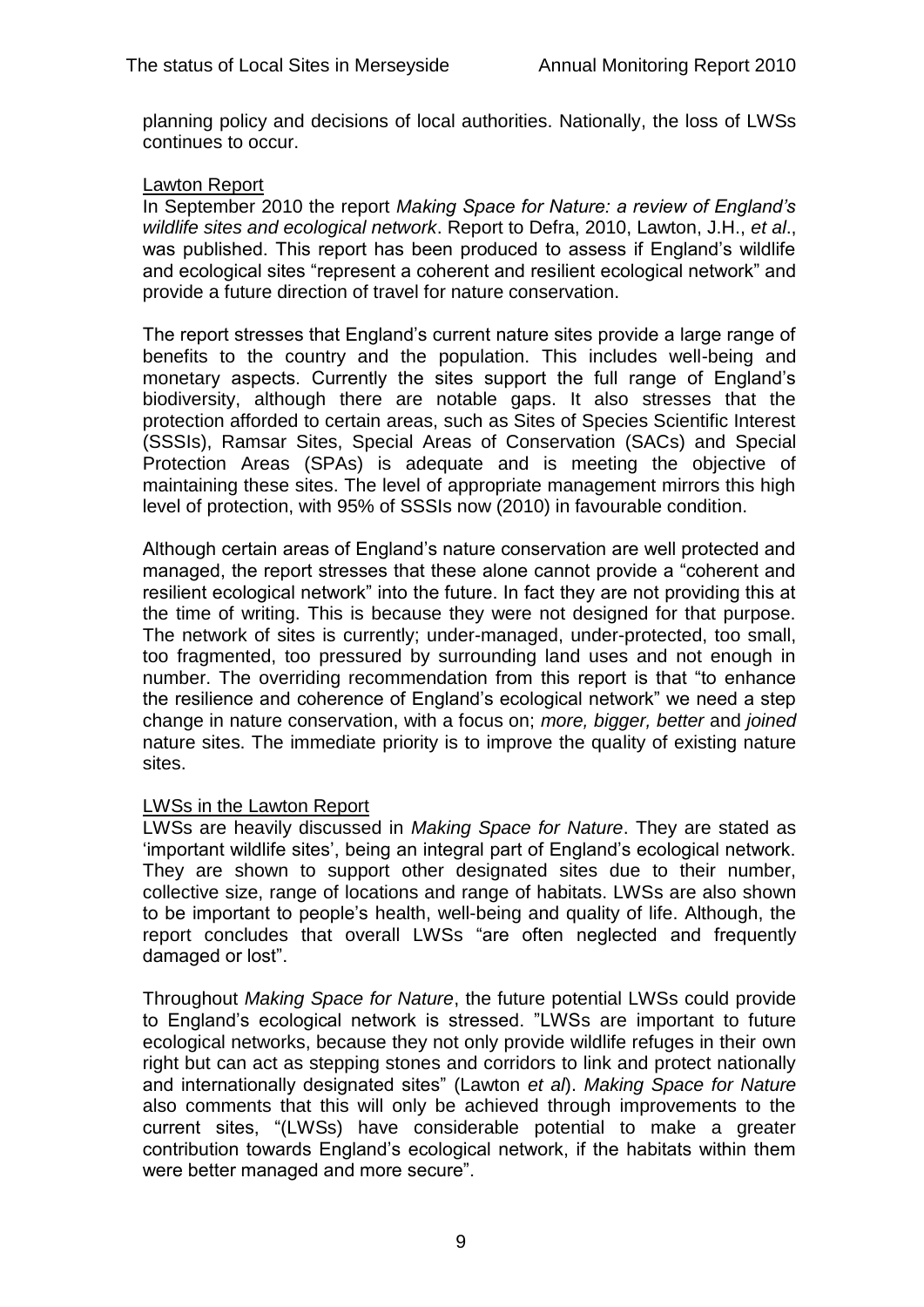planning policy and decisions of local authorities. Nationally, the loss of LWSs continues to occur.

<u>Lawton Report</u>

In September 2010 the report *Making Space for Nature: a review of England's wildlife sites and ecological network*. Report to Defra, 2010, Lawton, J.H., *et al*., was published. This report has been produced to assess if England's wildlife and ecological sites "represent a coherent and resilient ecological network" and provide a future direction of travel for nature conservation.

The report stresses that England's current nature sites provide a large range of benefits to the country and the population. This includes well-being and monetary aspects. Currently the sites support the full range of England's biodiversity, although there are notable gaps. It also stresses that the protection afforded to certain areas, such as Sites of Species Scientific Interest (SSSIs), Ramsar Sites, Special Areas of Conservation (SACs) and Special Protection Areas (SPAs) is adequate and is meeting the objective of maintaining these sites. The level of appropriate management mirrors this high level of protection, with 95% of SSSIs now (2010) in favourable condition.

Although certain areas of England's nature conservation are well protected and managed, the report stresses that these alone cannot provide a "coherent and resilient ecological network" into the future. In fact they are not providing this at the time of writing. This is because they were not designed for that purpose. The network of sites is currently; under-managed, under-protected, too small, too fragmented, too pressured by surrounding land uses and not enough in number. The overriding recommendation from this report is that "to enhance the resilience and coherence of England's ecological network" we need a step change in nature conservation, with a focus on; *more, bigger, better* and *joined* nature sites. The immediate priority is to improve the quality of existing nature sites.

<u>LWSs in the Lawton Report</u>

LWSs are heavily discussed in *Making Space for Nature*. They are stated as 'important wildlife sites', being an integral part of England's ecological network. They are shown to support other designated sites due to their number, collective size, range of locations and range of habitats. LWSs are also shown to be important to people's health, well-being and quality of life. Although, the report concludes that overall LWSs "are often neglected and frequently damaged or lost".

Throughout *Making Space for Nature*, the future potential LWSs could provide to England's ecological network is stressed. "LWSs are important to future ecological networks, because they not only provide wildlife refuges in their own right but can act as stepping stones and corridors to link and protect nationally and internationally designated sites" (Lawton *et al*). *Making Space for Nature* also comments that this will only be achieved through improvements to the current sites, "(LWSs) have considerable potential to make a greater contribution towards England's ecological network, if the habitats within them were better managed and more secure".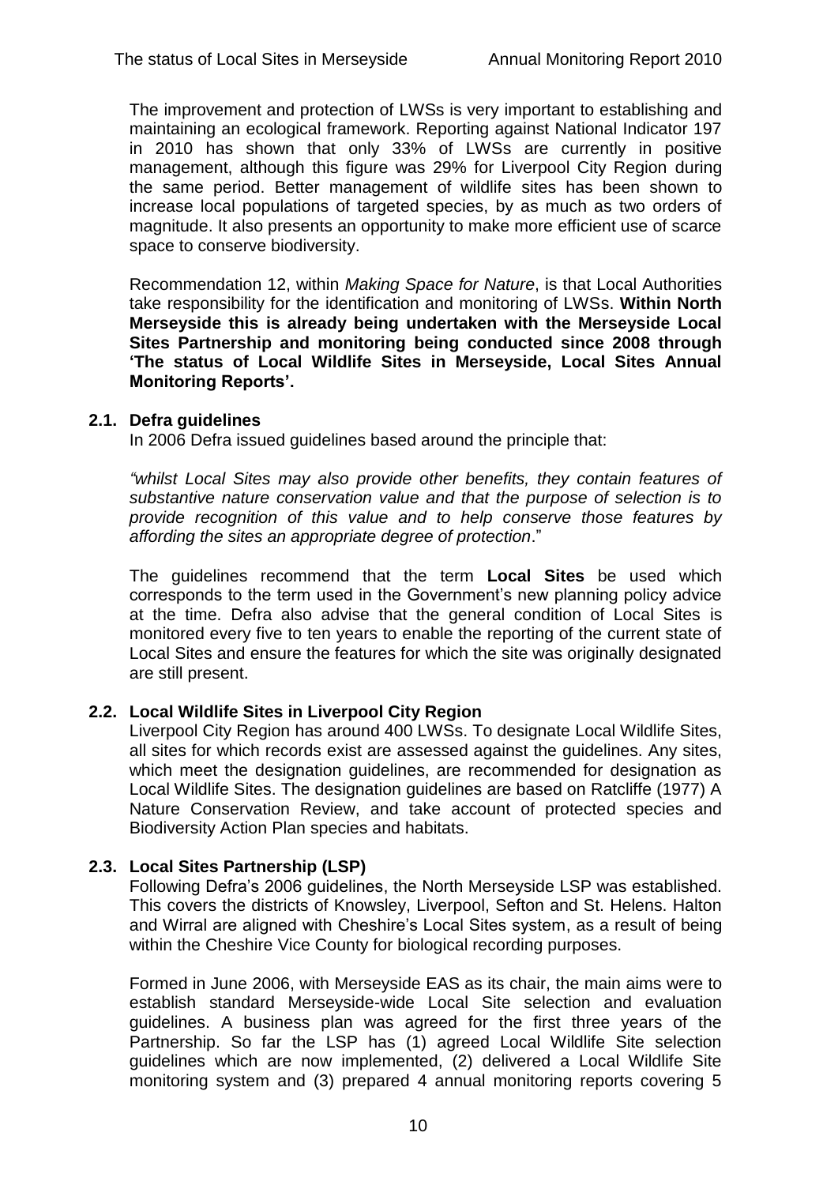The improvement and protection of LWSs is very important to establishing and maintaining an ecological framework. Reporting against National Indicator 197 in 2010 has shown that only 33% of LWSs are currently in positive management, although this figure was 29% for Liverpool City Region during the same period. Better management of wildlife sites has been shown to increase local populations of targeted species, by as much as two orders of magnitude. It also presents an opportunity to make more efficient use of scarce space to conserve biodiversity.

Recommendation 12, within *Making Space for Nature*, is that Local Authorities take responsibility for the identification and monitoring of LWSs. **Within North Merseyside this is already being undertaken with the Merseyside Local Sites Partnership and monitoring being conducted since 2008 through 'The status of Local Wildlife Sites in Merseyside, Local Sites Annual Monitoring Reports'.**

## 2.1. Defra guidelines

In 2006 Defra issued guidelines based around the principle that:

*"whilst Local Sites may also provide other benefits, they contain features of substantive nature conservation value and that the purpose of selection is to provide recognition of this value and to help conserve those features by affording the sites an appropriate degree of protection*."

The guidelines recommend that the term **Local Sites** be used which corresponds to the term used in the Government's new planning policy advice at the time. Defra also advise that the general condition of Local Sites is monitored every five to ten years to enable the reporting of the current state of Local Sites and ensure the features for which the site was originally designated are still present.

## 2.2. Local Wildlife Sites in Liverpool City Region

Liverpool City Region has around 400 LWSs. To designate Local Wildlife Sites, all sites for which records exist are assessed against the guidelines. Any sites, which meet the designation guidelines, are recommended for designation as Local Wildlife Sites. The designation guidelines are based on Ratcliffe (1977) A Nature Conservation Review, and take account of protected species and Biodiversity Action Plan species and habitats.

## 2.3. Local Sites Partnership (LSP)

Following Defra's 2006 guidelines, the North Merseyside LSP was established. This covers the districts of Knowsley, Liverpool, Sefton and St. Helens. Halton and Wirral are aligned with Cheshire's Local Sites system, as a result of being within the Cheshire Vice County for biological recording purposes.

Formed in June 2006, with Merseyside EAS as its chair, the main aims were to establish standard Merseyside-wide Local Site selection and evaluation guidelines. A business plan was agreed for the first three years of the Partnership. So far the LSP has (1) agreed Local Wildlife Site selection guidelines which are now implemented, (2) delivered a Local Wildlife Site monitoring system and (3) prepared 4 annual monitoring reports covering 5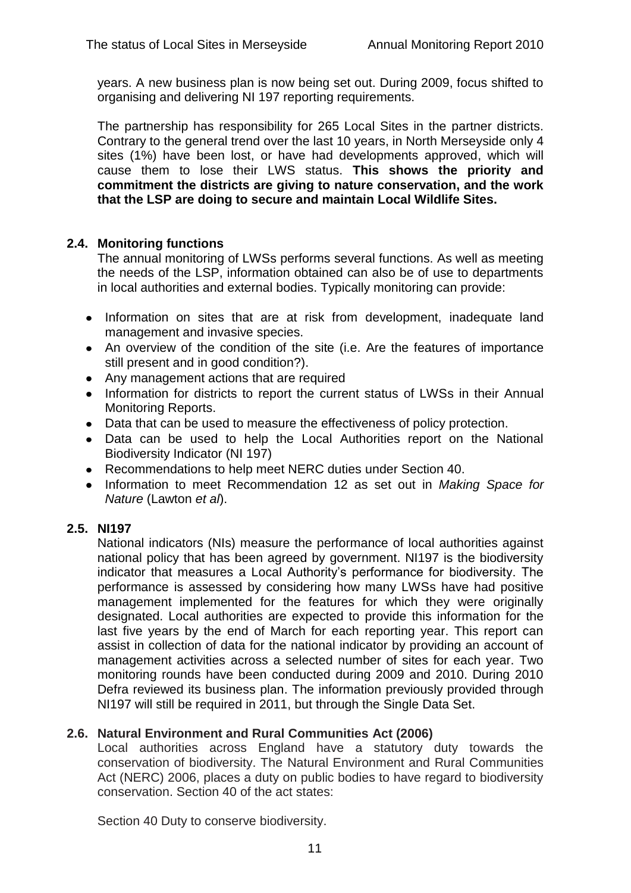years. A new business plan is now being set out. During 2009, focus shifted to organising and delivering NI 197 reporting requirements.

The partnership has responsibility for 265 Local Sites in the partner districts. Contrary to the general trend over the last 10 years, in North Merseyside only 4 sites (1%) have been lost, or have had developments approved, which will cause them to lose their LWS status. **This shows the priority and commitment the districts are giving to nature conservation, and the work that the LSP are doing to secure and maintain Local Wildlife Sites.**

### 2.4. Monitoring functions

The annual monitoring of LWSs performs several functions. As well as meeting the needs of the LSP, information obtained can also be of use to departments in local authorities and external bodies. Typically monitoring can provide:

- Information on sites that are at risk from development, inadequate land management and invasive species.
- An overview of the condition of the site (i.e. Are the features of importance still present and in good condition?).
- Any management actions that are required
- Information for districts to report the current status of LWSs in their Annual Monitoring Reports.
- Data that can be used to measure the effectiveness of policy protection.
- Data can be used to help the Local Authorities report on the National Biodiversity Indicator (NI 197)
- Recommendations to help meet NERC duties under Section 40.
- Information to meet Recommendation 12 as set out in *Making Space for Nature* (Lawton *et al*).

### 2.5. NI197

National indicators (NIs) measure the performance of local authorities against national policy that has been agreed by government. NI197 is the biodiversity indicator that measures a Local Authority's performance for biodiversity. The performance is assessed by considering how many LWSs have had positive management implemented for the features for which they were originally designated. Local authorities are expected to provide this information for the last five years by the end of March for each reporting year. This report can assist in collection of data for the national indicator by providing an account of management activities across a selected number of sites for each year. Two monitoring rounds have been conducted during 2009 and 2010. During 2010 Defra reviewed its business plan. The information previously provided through NI197 will still be required in 2011, but through the Single Data Set.

### 2.6. Natural Environment and Rural Communities Act (2006)

Local authorities across England have a statutory duty towards the conservation of biodiversity. The Natural Environment and Rural Communities Act (NERC) 2006, places a duty on public bodies to have regard to biodiversity conservation. Section 40 of the act states:

Section 40 Duty to conserve biodiversity.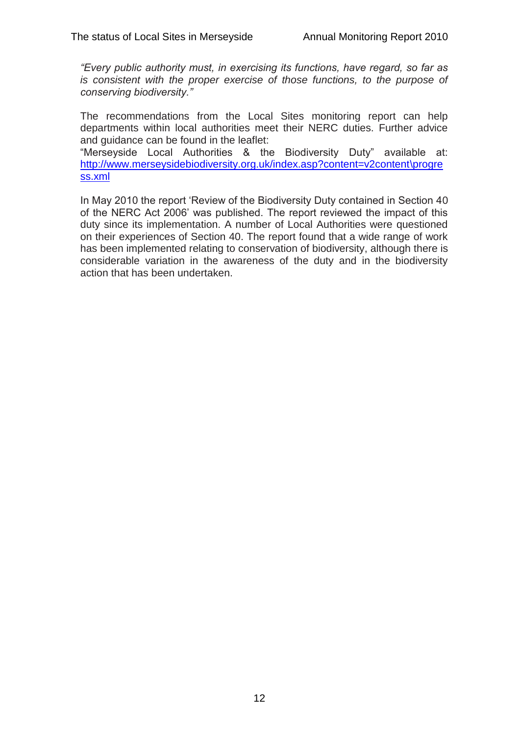*"Every public authority must, in exercising its functions, have regard, so far as is consistent with the proper exercise of those functions, to the purpose of conserving biodiversity."*

The recommendations from the Local Sites monitoring report can help departments within local authorities meet their NERC duties. Further advice and guidance can be found in the leaflet:
"Merseyside Local Authorities & the Biodiversity Duty" available at: http://www.merseysidebiodiversity.org.uk/index.asp?content=v2content\progress.xml

In May 2010 the report 'Review of the Biodiversity Duty contained in Section 40 of the NERC Act 2006' was published. The report reviewed the impact of this duty since its implementation. A number of Local Authorities were questioned on their experiences of Section 40. The report found that a wide range of work has been implemented relating to conservation of biodiversity, although there is considerable variation in the awareness of the duty and in the biodiversity action that has been undertaken.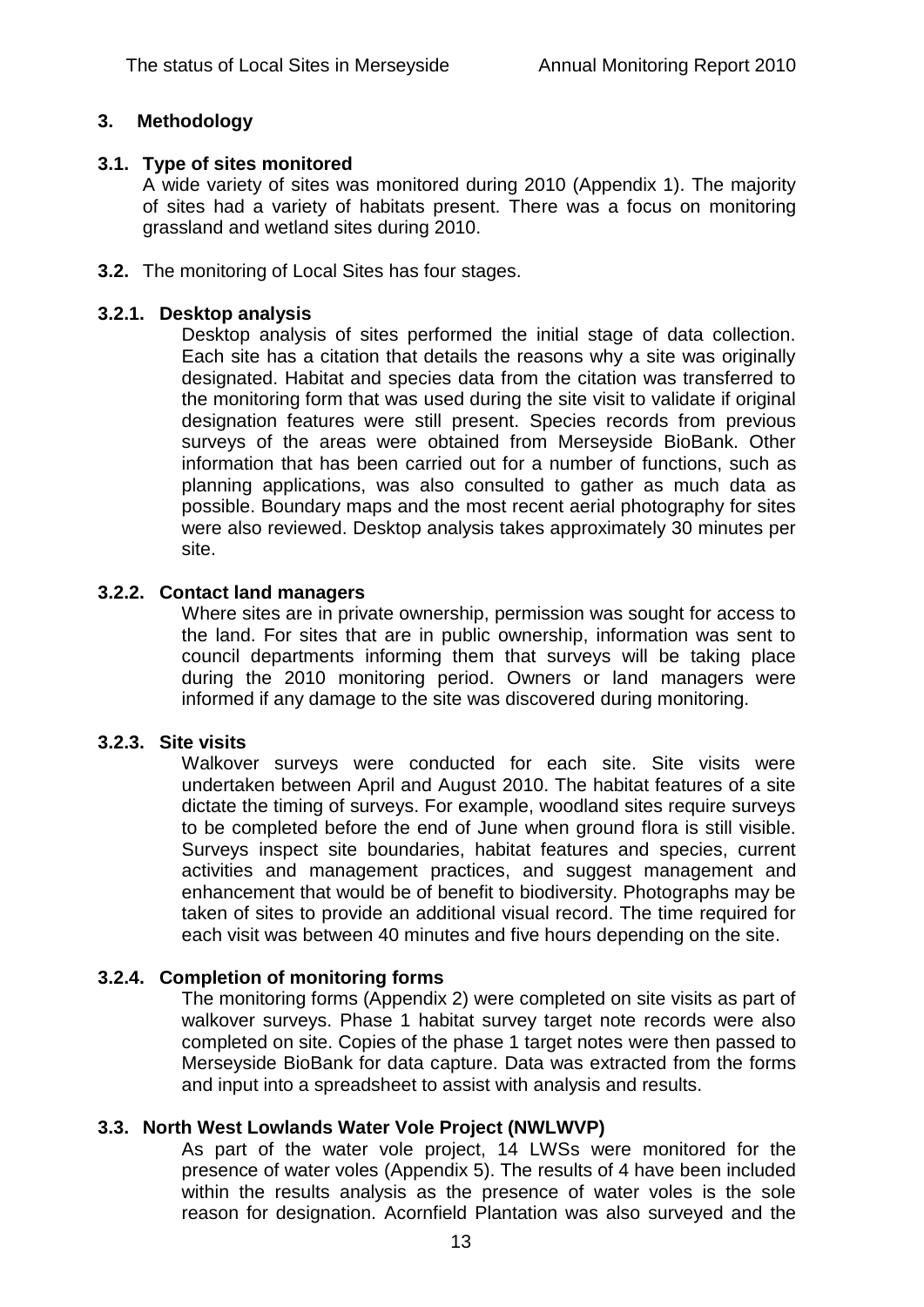## 3. Methodology

### 3.1. Type of sites monitored

A wide variety of sites was monitored during 2010 (Appendix 1). The majority of sites had a variety of habitats present. There was a focus on monitoring grassland and wetland sites during 2010.

**3.2.** The monitoring of Local Sites has four stages.

#### 3.2.1. Desktop analysis

Desktop analysis of sites performed the initial stage of data collection. Each site has a citation that details the reasons why a site was originally designated. Habitat and species data from the citation was transferred to the monitoring form that was used during the site visit to validate if original designation features were still present. Species records from previous surveys of the areas were obtained from Merseyside BioBank. Other information that has been carried out for a number of functions, such as planning applications, was also consulted to gather as much data as possible. Boundary maps and the most recent aerial photography for sites were also reviewed. Desktop analysis takes approximately 30 minutes per site.

#### 3.2.2. Contact land managers

Where sites are in private ownership, permission was sought for access to the land. For sites that are in public ownership, information was sent to council departments informing them that surveys will be taking place during the 2010 monitoring period. Owners or land managers were informed if any damage to the site was discovered during monitoring.

#### 3.2.3. Site visits

Walkover surveys were conducted for each site. Site visits were undertaken between April and August 2010. The habitat features of a site dictate the timing of surveys. For example, woodland sites require surveys to be completed before the end of June when ground flora is still visible. Surveys inspect site boundaries, habitat features and species, current activities and management practices, and suggest management and enhancement that would be of benefit to biodiversity. Photographs may be taken of sites to provide an additional visual record. The time required for each visit was between 40 minutes and five hours depending on the site.

#### 3.2.4. Completion of monitoring forms

The monitoring forms (Appendix 2) were completed on site visits as part of walkover surveys. Phase 1 habitat survey target note records were also completed on site. Copies of the phase 1 target notes were then passed to Merseyside BioBank for data capture. Data was extracted from the forms and input into a spreadsheet to assist with analysis and results.

### 3.3. North West Lowlands Water Vole Project (NWLWVP)

As part of the water vole project, 14 LWSs were monitored for the presence of water voles (Appendix 5). The results of 4 have been included within the results analysis as the presence of water voles is the sole reason for designation. Acornfield Plantation was also surveyed and the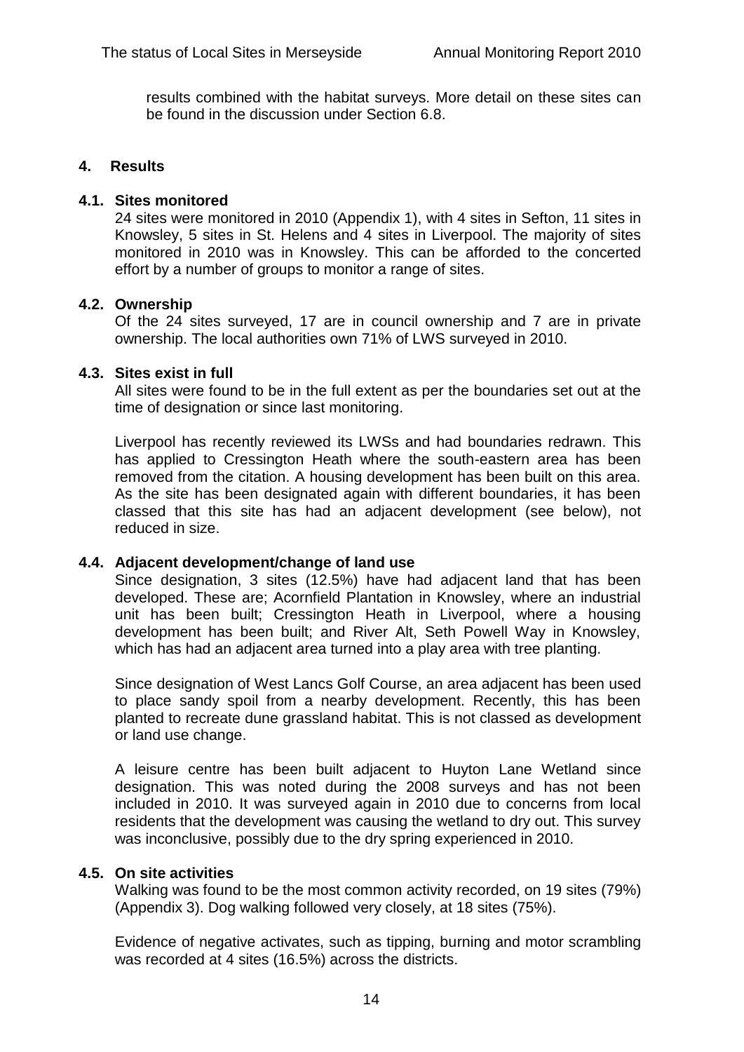results combined with the habitat surveys. More detail on these sites can be found in the discussion under Section 6.8.

## 4. Results

### 4.1. Sites monitored

24 sites were monitored in 2010 (Appendix 1), with 4 sites in Sefton, 11 sites in Knowsley, 5 sites in St. Helens and 4 sites in Liverpool. The majority of sites monitored in 2010 was in Knowsley. This can be afforded to the concerted effort by a number of groups to monitor a range of sites.

### 4.2. Ownership

Of the 24 sites surveyed, 17 are in council ownership and 7 are in private ownership. The local authorities own 71% of LWS surveyed in 2010.

### 4.3. Sites exist in full

All sites were found to be in the full extent as per the boundaries set out at the time of designation or since last monitoring.

Liverpool has recently reviewed its LWSs and had boundaries redrawn. This has applied to Cressington Heath where the south-eastern area has been removed from the citation. A housing development has been built on this area. As the site has been designated again with different boundaries, it has been classed that this site has had an adjacent development (see below), not reduced in size.

### 4.4. Adjacent development/change of land use

Since designation, 3 sites (12.5%) have had adjacent land that has been developed. These are; Acornfield Plantation in Knowsley, where an industrial unit has been built; Cressington Heath in Liverpool, where a housing development has been built; and River Alt, Seth Powell Way in Knowsley, which has had an adjacent area turned into a play area with tree planting.

Since designation of West Lancs Golf Course, an area adjacent has been used to place sandy spoil from a nearby development. Recently, this has been planted to recreate dune grassland habitat. This is not classed as development or land use change.

A leisure centre has been built adjacent to Huyton Lane Wetland since designation. This was noted during the 2008 surveys and has not been included in 2010. It was surveyed again in 2010 due to concerns from local residents that the development was causing the wetland to dry out. This survey was inconclusive, possibly due to the dry spring experienced in 2010.

### 4.5. On site activities

Walking was found to be the most common activity recorded, on 19 sites (79%) (Appendix 3). Dog walking followed very closely, at 18 sites (75%).

Evidence of negative activates, such as tipping, burning and motor scrambling was recorded at 4 sites (16.5%) across the districts.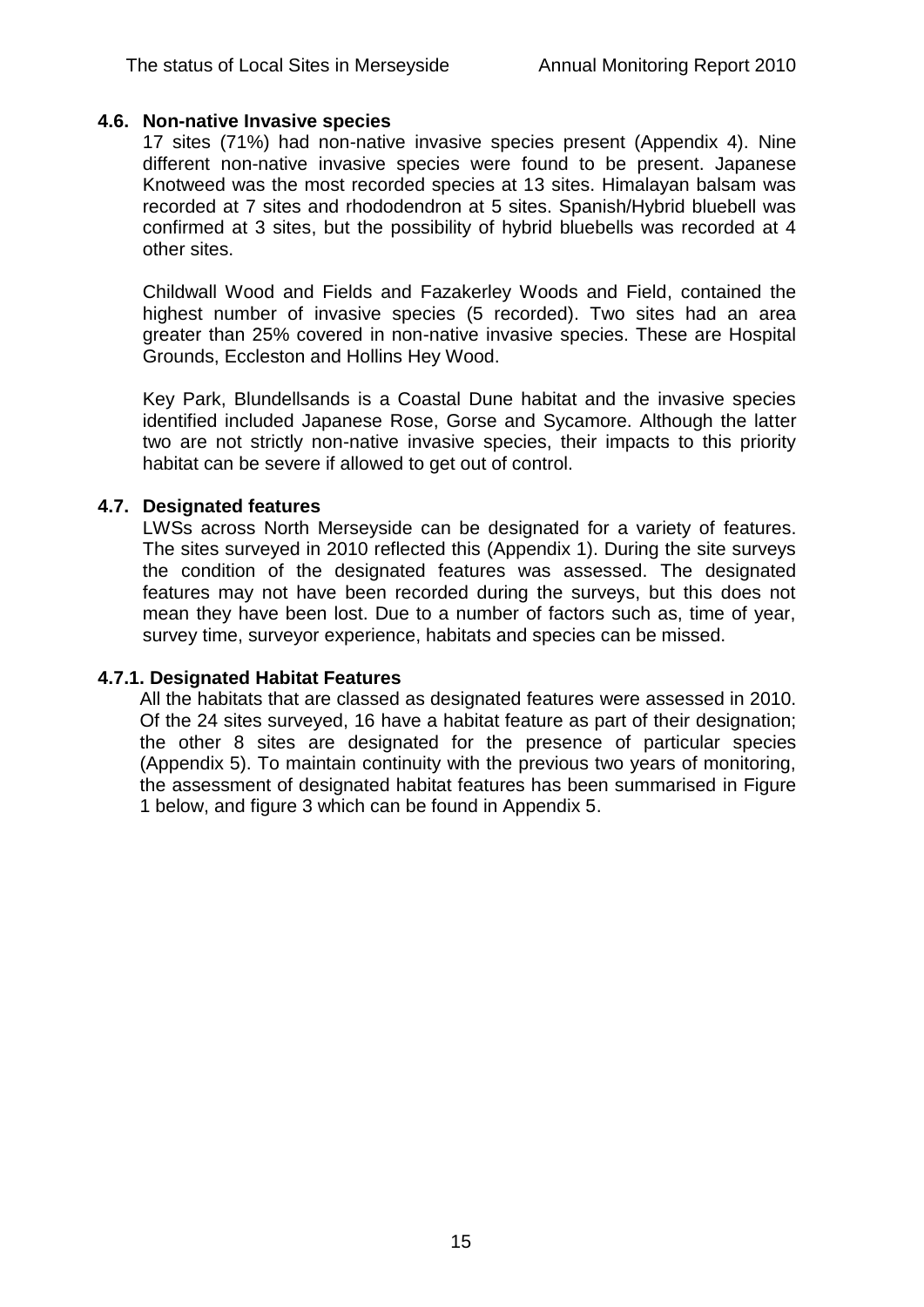### 4.6. Non-native Invasive species

17 sites (71%) had non-native invasive species present (Appendix 4). Nine different non-native invasive species were found to be present. Japanese Knotweed was the most recorded species at 13 sites. Himalayan balsam was recorded at 7 sites and rhododendron at 5 sites. Spanish/Hybrid bluebell was confirmed at 3 sites, but the possibility of hybrid bluebells was recorded at 4 other sites.

Childwall Wood and Fields and Fazakerley Woods and Field, contained the highest number of invasive species (5 recorded). Two sites had an area greater than 25% covered in non-native invasive species. These are Hospital Grounds, Eccleston and Hollins Hey Wood.

Key Park, Blundellsands is a Coastal Dune habitat and the invasive species identified included Japanese Rose, Gorse and Sycamore. Although the latter two are not strictly non-native invasive species, their impacts to this priority habitat can be severe if allowed to get out of control.

### 4.7. Designated features

LWSs across North Merseyside can be designated for a variety of features. The sites surveyed in 2010 reflected this (Appendix 1). During the site surveys the condition of the designated features was assessed. The designated features may not have been recorded during the surveys, but this does not mean they have been lost. Due to a number of factors such as, time of year, survey time, surveyor experience, habitats and species can be missed.

#### 4.7.1. Designated Habitat Features

All the habitats that are classed as designated features were assessed in 2010. Of the 24 sites surveyed, 16 have a habitat feature as part of their designation; the other 8 sites are designated for the presence of particular species (Appendix 5). To maintain continuity with the previous two years of monitoring, the assessment of designated habitat features has been summarised in Figure 1 below, and figure 3 which can be found in Appendix 5.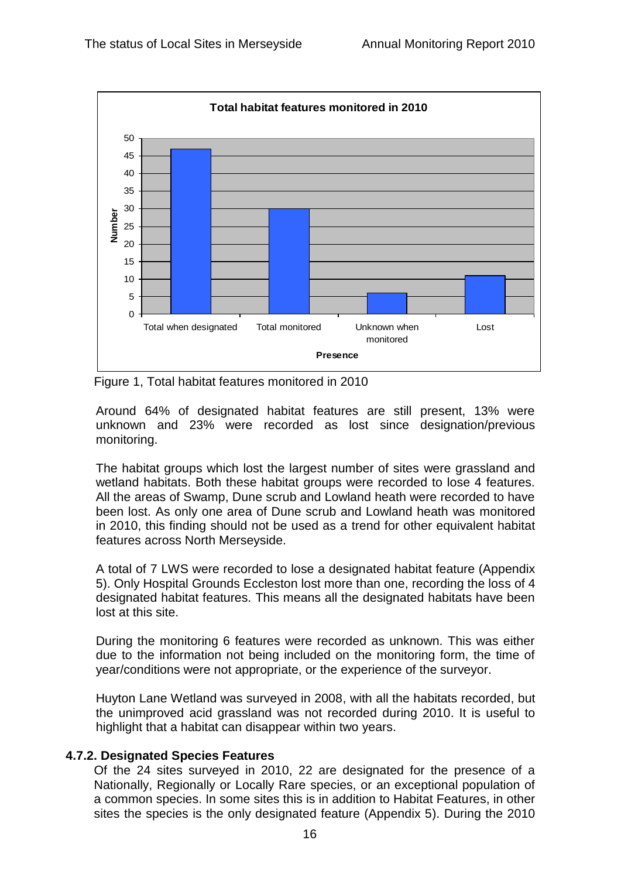Figure 1, Total habitat features monitored in 2010

Around 64% of designated habitat features are still present, 13% were unknown and 23% were recorded as lost since designation/previous monitoring.

The habitat groups which lost the largest number of sites were grassland and wetland habitats. Both these habitat groups were recorded to lose 4 features. All the areas of Swamp, Dune scrub and Lowland heath were recorded to have been lost. As only one area of Dune scrub and Lowland heath was monitored in 2010, this finding should not be used as a trend for other equivalent habitat features across North Merseyside.

A total of 7 LWS were recorded to lose a designated habitat feature (Appendix 5). Only Hospital Grounds Eccleston lost more than one, recording the loss of 4 designated habitat features. This means all the designated habitats have been lost at this site.

During the monitoring 6 features were recorded as unknown. This was either due to the information not being included on the monitoring form, the time of year/conditions were not appropriate, or the experience of the surveyor.

Huyton Lane Wetland was surveyed in 2008, with all the habitats recorded, but the unimproved acid grassland was not recorded during 2010. It is useful to highlight that a habitat can disappear within two years.

#### 4.7.2. Designated Species Features

Of the 24 sites surveyed in 2010, 22 are designated for the presence of a Nationally, Regionally or Locally Rare species, or an exceptional population of a common species. In some sites this is in addition to Habitat Features, in other sites the species is the only designated feature (Appendix 5). During the 2010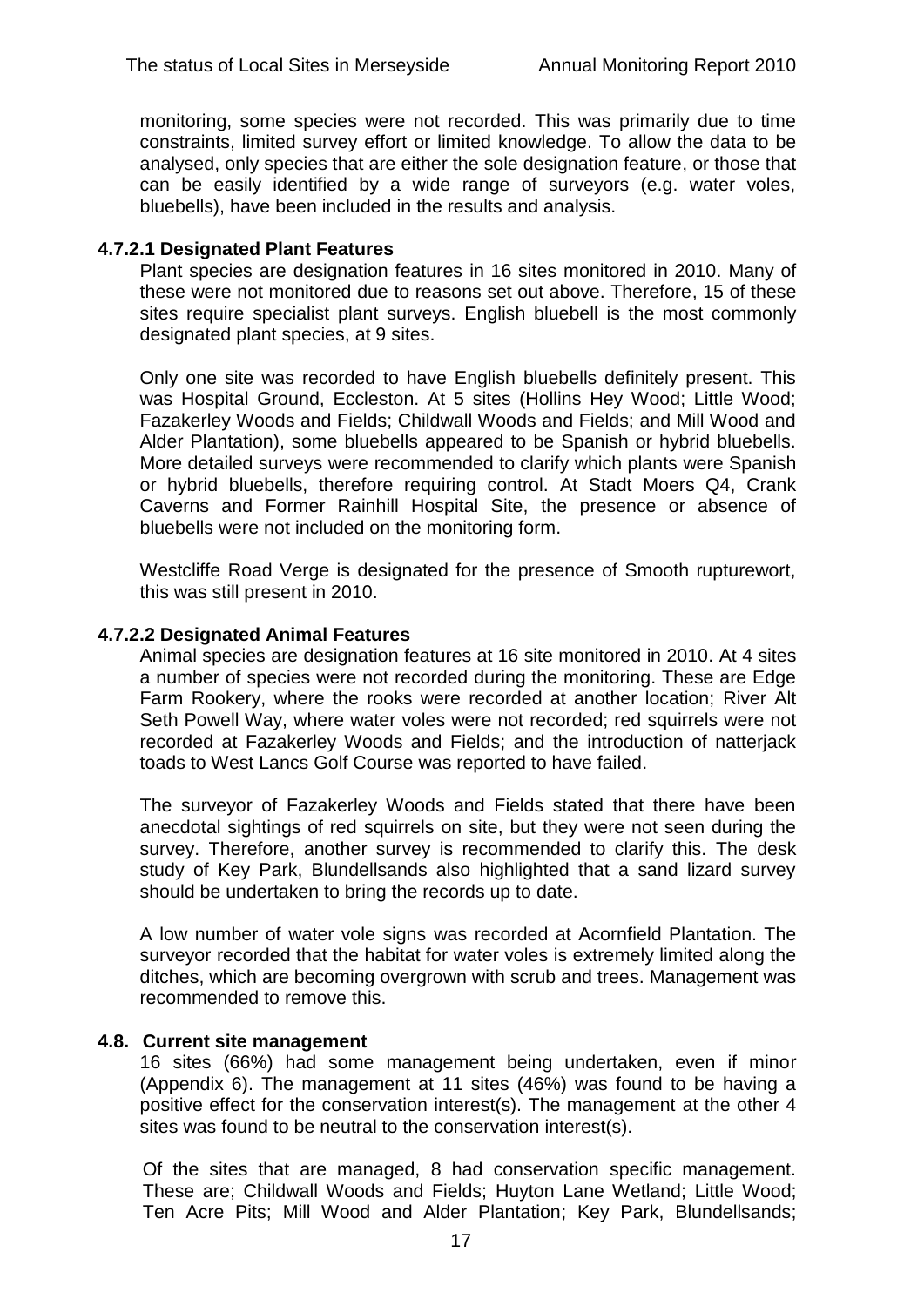monitoring, some species were not recorded. This was primarily due to time constraints, limited survey effort or limited knowledge. To allow the data to be analysed, only species that are either the sole designation feature, or those that can be easily identified by a wide range of surveyors (e.g. water voles, bluebells), have been included in the results and analysis.

#### 4.7.2.1 Designated Plant Features

Plant species are designation features in 16 sites monitored in 2010. Many of these were not monitored due to reasons set out above. Therefore, 15 of these sites require specialist plant surveys. English bluebell is the most commonly designated plant species, at 9 sites.

Only one site was recorded to have English bluebells definitely present. This was Hospital Ground, Eccleston. At 5 sites (Hollins Hey Wood; Little Wood; Fazakerley Woods and Fields; Childwall Woods and Fields; and Mill Wood and Alder Plantation), some bluebells appeared to be Spanish or hybrid bluebells. More detailed surveys were recommended to clarify which plants were Spanish or hybrid bluebells, therefore requiring control. At Stadt Moers Q4, Crank Caverns and Former Rainhill Hospital Site, the presence or absence of bluebells were not included on the monitoring form.

Westcliffe Road Verge is designated for the presence of Smooth rupturewort, this was still present in 2010.

#### 4.7.2.2 Designated Animal Features

Animal species are designation features at 16 site monitored in 2010. At 4 sites a number of species were not recorded during the monitoring. These are Edge Farm Rookery, where the rooks were recorded at another location; River Alt Seth Powell Way, where water voles were not recorded; red squirrels were not recorded at Fazakerley Woods and Fields; and the introduction of natterjack toads to West Lancs Golf Course was reported to have failed.

The surveyor of Fazakerley Woods and Fields stated that there have been anecdotal sightings of red squirrels on site, but they were not seen during the survey. Therefore, another survey is recommended to clarify this. The desk study of Key Park, Blundellsands also highlighted that a sand lizard survey should be undertaken to bring the records up to date.

A low number of water vole signs was recorded at Acornfield Plantation. The surveyor recorded that the habitat for water voles is extremely limited along the ditches, which are becoming overgrown with scrub and trees. Management was recommended to remove this.

### 4.8. Current site management

16 sites (66%) had some management being undertaken, even if minor (Appendix 6). The management at 11 sites (46%) was found to be having a positive effect for the conservation interest(s). The management at the other 4 sites was found to be neutral to the conservation interest(s).

Of the sites that are managed, 8 had conservation specific management. These are; Childwall Woods and Fields; Huyton Lane Wetland; Little Wood; Ten Acre Pits; Mill Wood and Alder Plantation; Key Park, Blundellsands;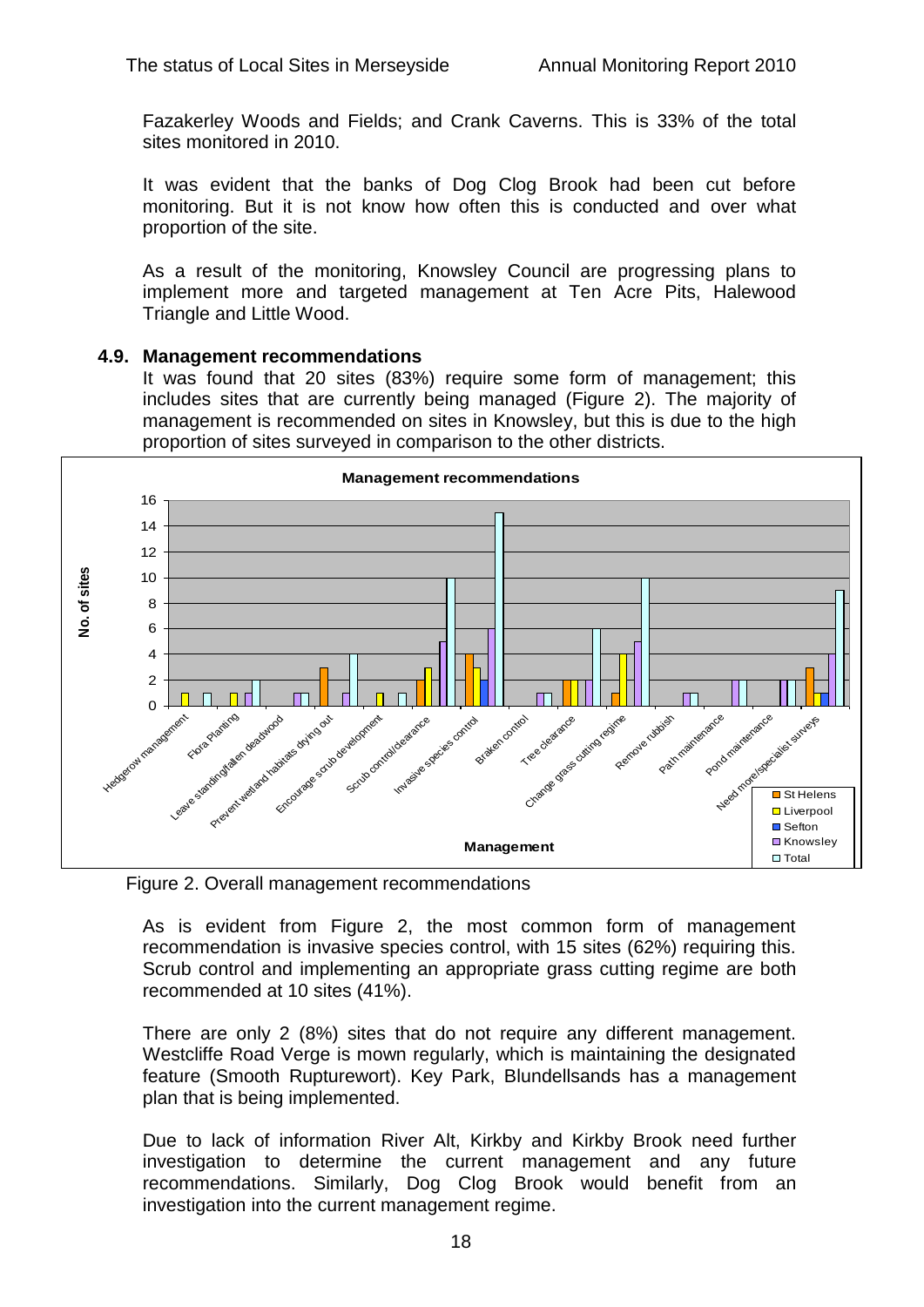Fazakerley Woods and Fields; and Crank Caverns. This is 33% of the total sites monitored in 2010.

It was evident that the banks of Dog Clog Brook had been cut before monitoring. But it is not know how often this is conducted and over what proportion of the site.

As a result of the monitoring, Knowsley Council are progressing plans to implement more and targeted management at Ten Acre Pits, Halewood Triangle and Little Wood.

## 4.9. Management recommendations

It was found that 20 sites (83%) require some form of management; this includes sites that are currently being managed (Figure 2). The majority of management is recommended on sites in Knowsley, but this is due to the high proportion of sites surveyed in comparison to the other districts.

Figure 2. Overall management recommendations

As is evident from Figure 2, the most common form of management recommendation is invasive species control, with 15 sites (62%) requiring this. Scrub control and implementing an appropriate grass cutting regime are both recommended at 10 sites (41%).

There are only 2 (8%) sites that do not require any different management. Westcliffe Road Verge is mown regularly, which is maintaining the designated feature (Smooth Rupturewort). Key Park, Blundellsands has a management plan that is being implemented.

Due to lack of information River Alt, Kirkby and Kirkby Brook need further investigation to determine the current management and any future recommendations. Similarly, Dog Clog Brook would benefit from an investigation into the current management regime.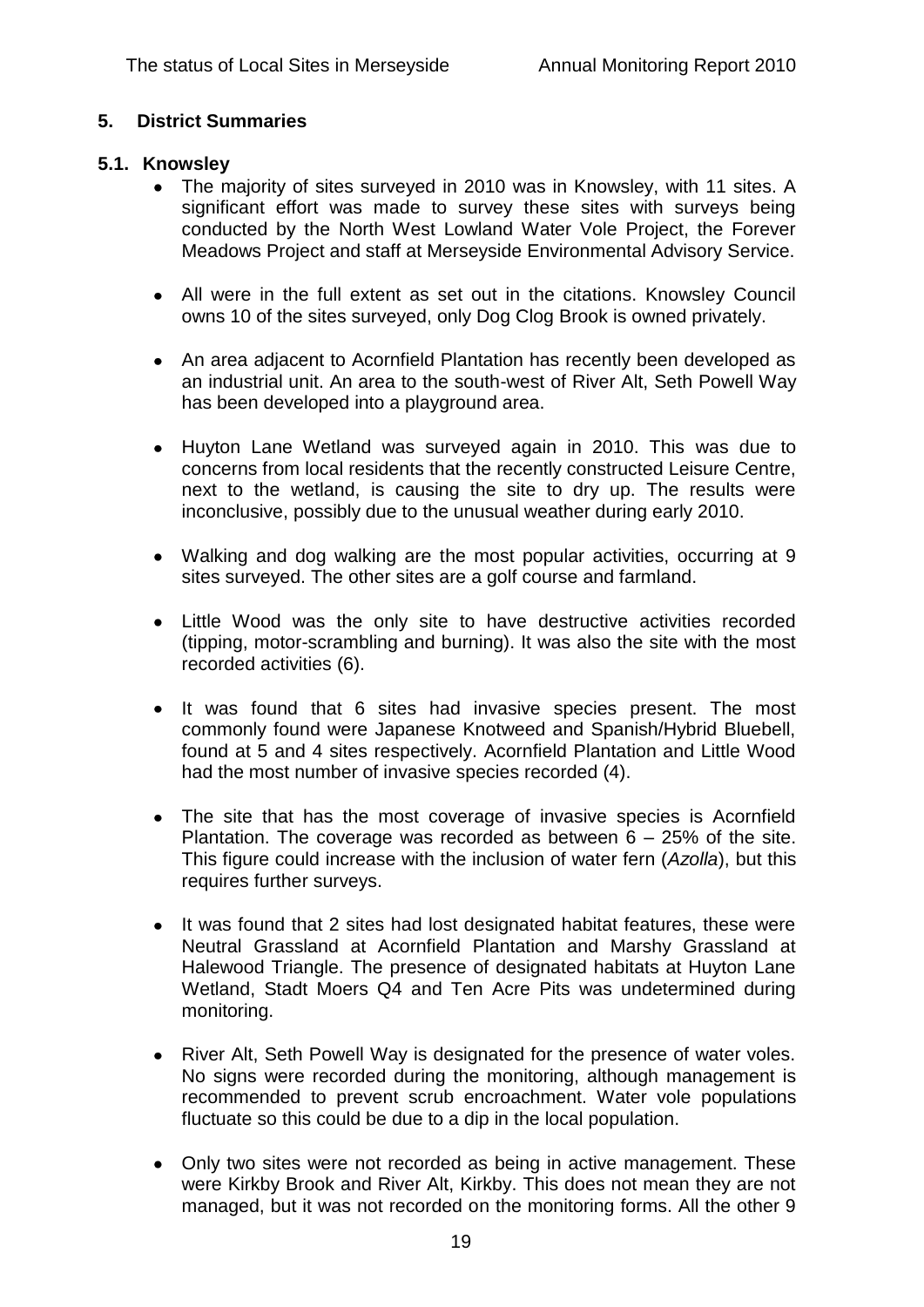## 5. District Summaries

### 5.1. Knowsley

- The majority of sites surveyed in 2010 was in Knowsley, with 11 sites. A significant effort was made to survey these sites with surveys being conducted by the North West Lowland Water Vole Project, the Forever Meadows Project and staff at Merseyside Environmental Advisory Service.

- All were in the full extent as set out in the citations. Knowsley Council owns 10 of the sites surveyed, only Dog Clog Brook is owned privately.

- An area adjacent to Acornfield Plantation has recently been developed as an industrial unit. An area to the south-west of River Alt, Seth Powell Way has been developed into a playground area.

- Huyton Lane Wetland was surveyed again in 2010. This was due to concerns from local residents that the recently constructed Leisure Centre, next to the wetland, is causing the site to dry up. The results were inconclusive, possibly due to the unusual weather during early 2010.

- Walking and dog walking are the most popular activities, occurring at 9 sites surveyed. The other sites are a golf course and farmland.

- Little Wood was the only site to have destructive activities recorded (tipping, motor-scrambling and burning). It was also the site with the most recorded activities (6).

- It was found that 6 sites had invasive species present. The most commonly found were Japanese Knotweed and Spanish/Hybrid Bluebell, found at 5 and 4 sites respectively. Acornfield Plantation and Little Wood had the most number of invasive species recorded (4).

- The site that has the most coverage of invasive species is Acornfield Plantation. The coverage was recorded as between 6 – 25% of the site. This figure could increase with the inclusion of water fern (*Azolla*), but this requires further surveys.

- It was found that 2 sites had lost designated habitat features, these were Neutral Grassland at Acornfield Plantation and Marshy Grassland at Halewood Triangle. The presence of designated habitats at Huyton Lane Wetland, Stadt Moers Q4 and Ten Acre Pits was undetermined during monitoring.

- River Alt, Seth Powell Way is designated for the presence of water voles. No signs were recorded during the monitoring, although management is recommended to prevent scrub encroachment. Water vole populations fluctuate so this could be due to a dip in the local population.

- Only two sites were not recorded as being in active management. These were Kirkby Brook and River Alt, Kirkby. This does not mean they are not managed, but it was not recorded on the monitoring forms. All the other 9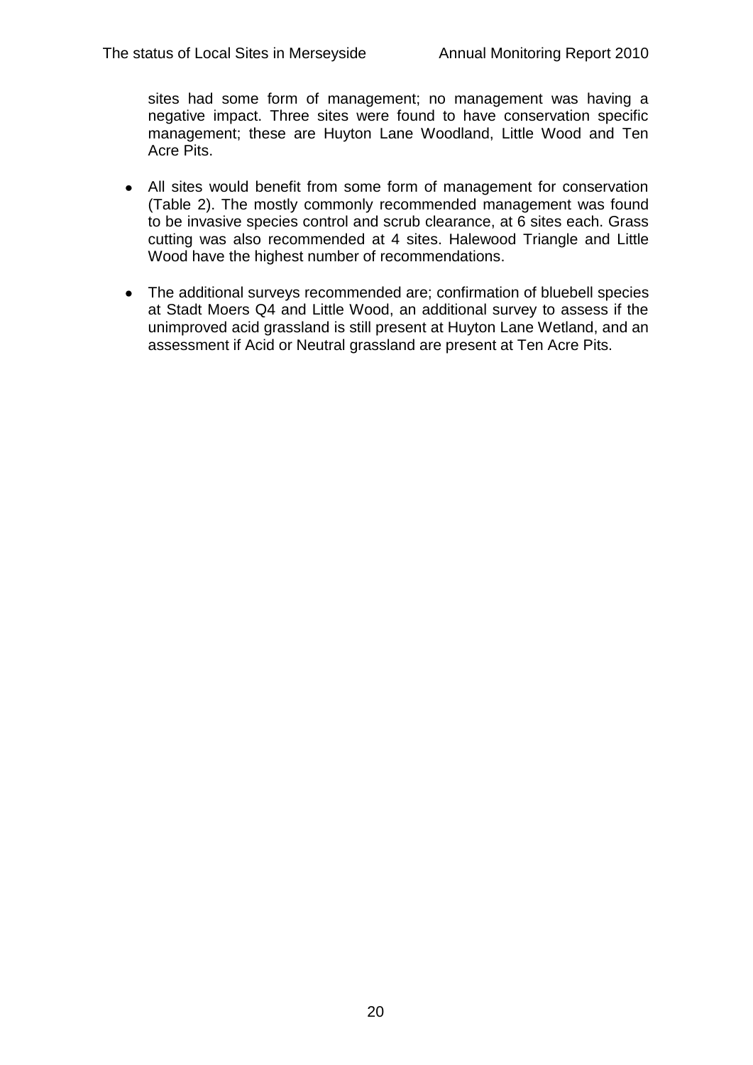sites had some form of management; no management was having a negative impact. Three sites were found to have conservation specific management; these are Huyton Lane Woodland, Little Wood and Ten Acre Pits.

- All sites would benefit from some form of management for conservation (Table 2). The mostly commonly recommended management was found to be invasive species control and scrub clearance, at 6 sites each. Grass cutting was also recommended at 4 sites. Halewood Triangle and Little Wood have the highest number of recommendations.

- The additional surveys recommended are; confirmation of bluebell species at Stadt Moers Q4 and Little Wood, an additional survey to assess if the unimproved acid grassland is still present at Huyton Lane Wetland, and an assessment if Acid or Neutral grassland are present at Ten Acre Pits.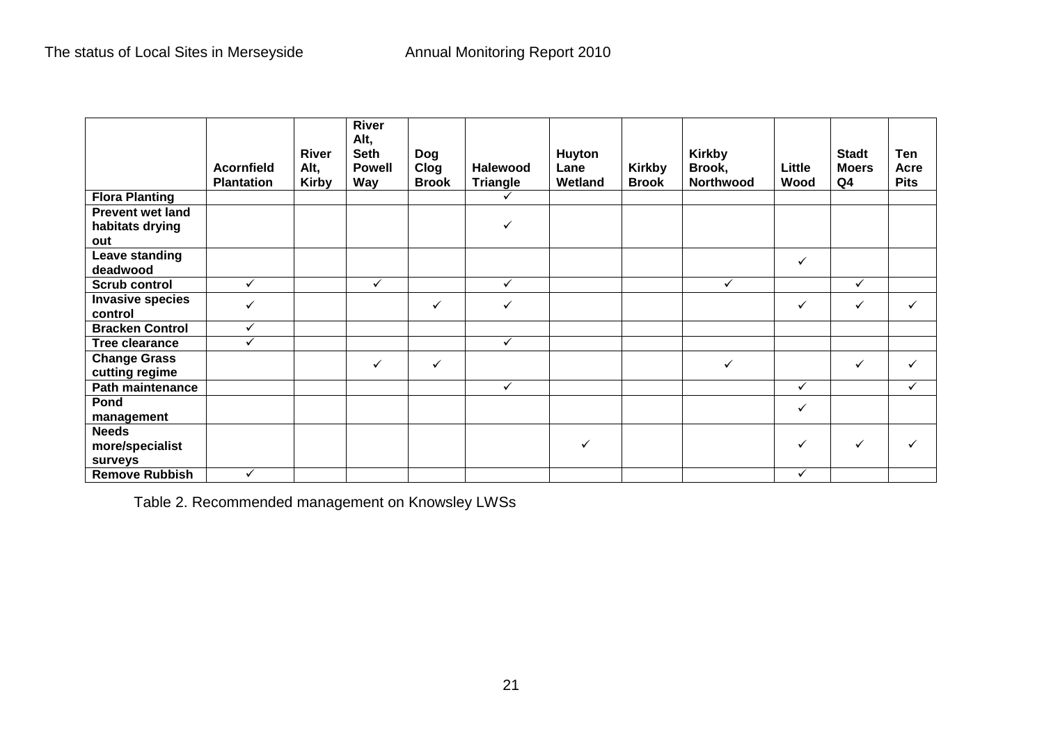| | Acornfield Plantation | River Alt, Kirby | River Alt, Seth Powell Way | Dog Clog Brook | Halewood Triangle | Huyton Lane Wetland | Kirkby Brook | Kirkby Brook, Northwood | Little Wood | Stadt Moers Q4 | Ten Acre Pits |
|---|---|---|---|---|---|---|---|---|---|---|---|
| **Flora Planting** | | | | | ✓ | | | | | | |
| **Prevent wet land habitats drying out** | | | | | ✓ | | | | | | |
| **Leave standing deadwood** | | | | | | | | | ✓ | | |
| **Scrub control** | ✓ | | ✓ | | ✓ | | | ✓ | | ✓ | |
| **Invasive species control** | ✓ | | | ✓ | ✓ | | | | ✓ | ✓ | ✓ |
| **Bracken Control** | ✓ | | | | | | | | | | |
| **Tree clearance** | ✓ | | | | ✓ | | | | | | |
| **Change Grass cutting regime** | | | ✓ | ✓ | | | | ✓ | | ✓ | ✓ |
| **Path maintenance** | | | | | ✓ | | | | ✓ | | ✓ |
| **Pond management** | | | | | | | | | ✓ | | |
| **Needs more/specialist surveys** | | | | | | ✓ | | | ✓ | ✓ | ✓ |
| **Remove Rubbish** | ✓ | | | | | | | | ✓ | | |

Table 2. Recommended management on Knowsley LWSs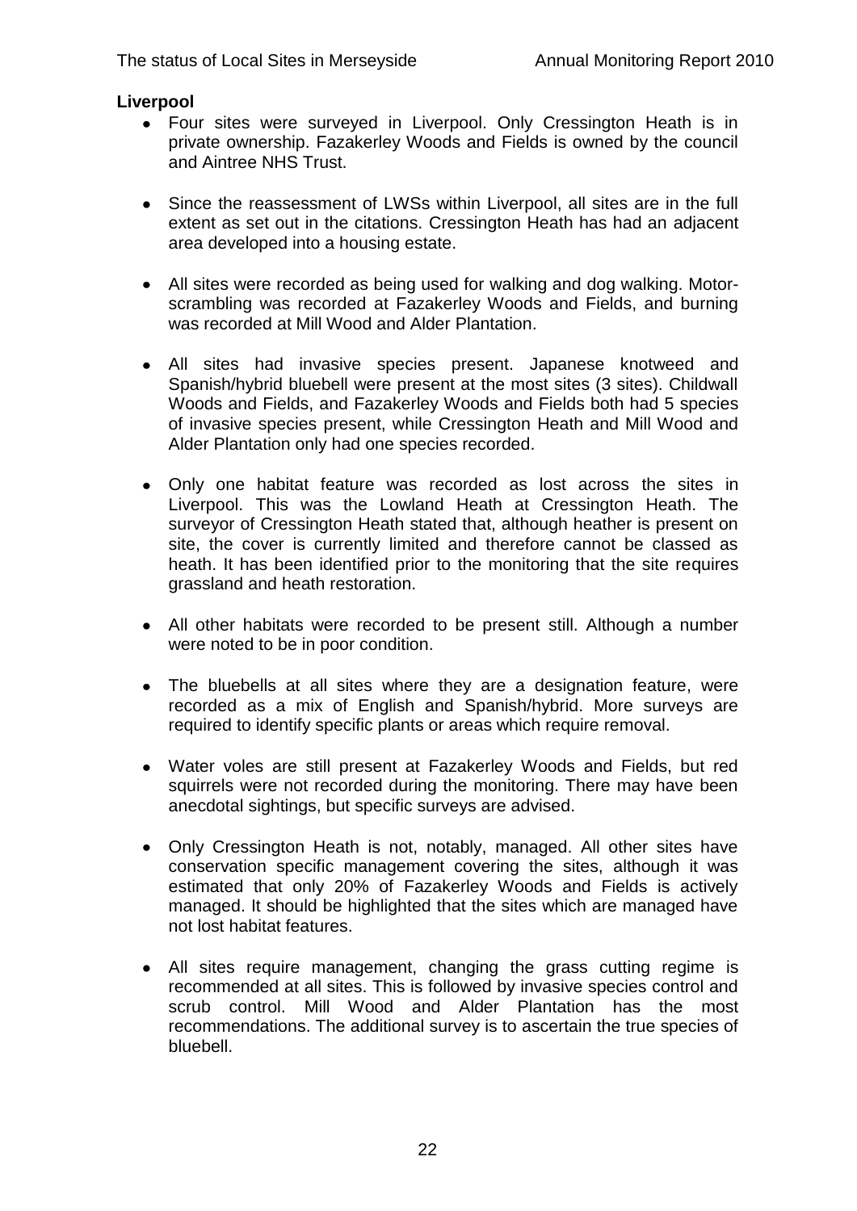**Liverpool**

- Four sites were surveyed in Liverpool. Only Cressington Heath is in private ownership. Fazakerley Woods and Fields is owned by the council and Aintree NHS Trust.

- Since the reassessment of LWSs within Liverpool, all sites are in the full extent as set out in the citations. Cressington Heath has had an adjacent area developed into a housing estate.

- All sites were recorded as being used for walking and dog walking. Motor-scrambling was recorded at Fazakerley Woods and Fields, and burning was recorded at Mill Wood and Alder Plantation.

- All sites had invasive species present. Japanese knotweed and Spanish/hybrid bluebell were present at the most sites (3 sites). Childwall Woods and Fields, and Fazakerley Woods and Fields both had 5 species of invasive species present, while Cressington Heath and Mill Wood and Alder Plantation only had one species recorded.

- Only one habitat feature was recorded as lost across the sites in Liverpool. This was the Lowland Heath at Cressington Heath. The surveyor of Cressington Heath stated that, although heather is present on site, the cover is currently limited and therefore cannot be classed as heath. It has been identified prior to the monitoring that the site requires grassland and heath restoration.

- All other habitats were recorded to be present still. Although a number were noted to be in poor condition.

- The bluebells at all sites where they are a designation feature, were recorded as a mix of English and Spanish/hybrid. More surveys are required to identify specific plants or areas which require removal.

- Water voles are still present at Fazakerley Woods and Fields, but red squirrels were not recorded during the monitoring. There may have been anecdotal sightings, but specific surveys are advised.

- Only Cressington Heath is not, notably, managed. All other sites have conservation specific management covering the sites, although it was estimated that only 20% of Fazakerley Woods and Fields is actively managed. It should be highlighted that the sites which are managed have not lost habitat features.

- All sites require management, changing the grass cutting regime is recommended at all sites. This is followed by invasive species control and scrub control. Mill Wood and Alder Plantation has the most recommendations. The additional survey is to ascertain the true species of bluebell.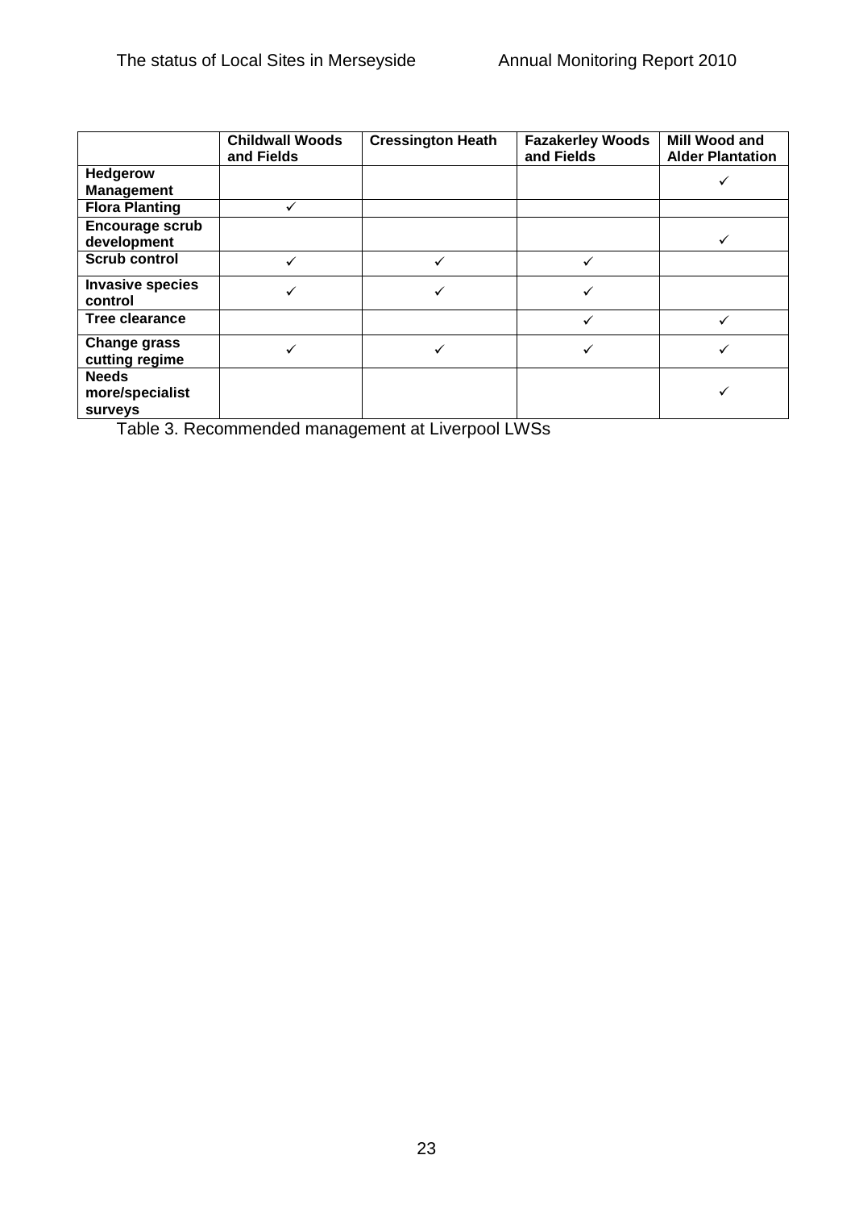| | Childwall Woods and Fields | Cressington Heath | Fazakerley Woods and Fields | Mill Wood and Alder Plantation |
|---|---|---|---|---|
| **Hedgerow Management** | | | | ✓ |
| **Flora Planting** | ✓ | | | |
| **Encourage scrub development** | | | | ✓ |
| **Scrub control** | ✓ | ✓ | ✓ | |
| **Invasive species control** | ✓ | ✓ | ✓ | |
| **Tree clearance** | | | ✓ | ✓ |
| **Change grass cutting regime** | ✓ | ✓ | ✓ | ✓ |
| **Needs more/specialist surveys** | | | | ✓ |

Table 3. Recommended management at Liverpool LWSs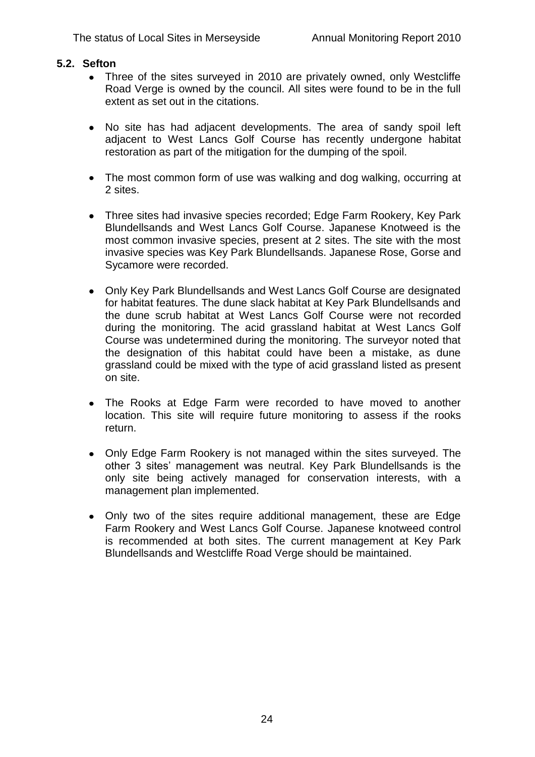## 5.2. Sefton

- Three of the sites surveyed in 2010 are privately owned, only Westcliffe Road Verge is owned by the council. All sites were found to be in the full extent as set out in the citations.

- No site has had adjacent developments. The area of sandy spoil left adjacent to West Lancs Golf Course has recently undergone habitat restoration as part of the mitigation for the dumping of the spoil.

- The most common form of use was walking and dog walking, occurring at 2 sites.

- Three sites had invasive species recorded; Edge Farm Rookery, Key Park Blundellsands and West Lancs Golf Course. Japanese Knotweed is the most common invasive species, present at 2 sites. The site with the most invasive species was Key Park Blundellsands. Japanese Rose, Gorse and Sycamore were recorded.

- Only Key Park Blundellsands and West Lancs Golf Course are designated for habitat features. The dune slack habitat at Key Park Blundellsands and the dune scrub habitat at West Lancs Golf Course were not recorded during the monitoring. The acid grassland habitat at West Lancs Golf Course was undetermined during the monitoring. The surveyor noted that the designation of this habitat could have been a mistake, as dune grassland could be mixed with the type of acid grassland listed as present on site.

- The Rooks at Edge Farm were recorded to have moved to another location. This site will require future monitoring to assess if the rooks return.

- Only Edge Farm Rookery is not managed within the sites surveyed. The other 3 sites' management was neutral. Key Park Blundellsands is the only site being actively managed for conservation interests, with a management plan implemented.

- Only two of the sites require additional management, these are Edge Farm Rookery and West Lancs Golf Course. Japanese knotweed control is recommended at both sites. The current management at Key Park Blundellsands and Westcliffe Road Verge should be maintained.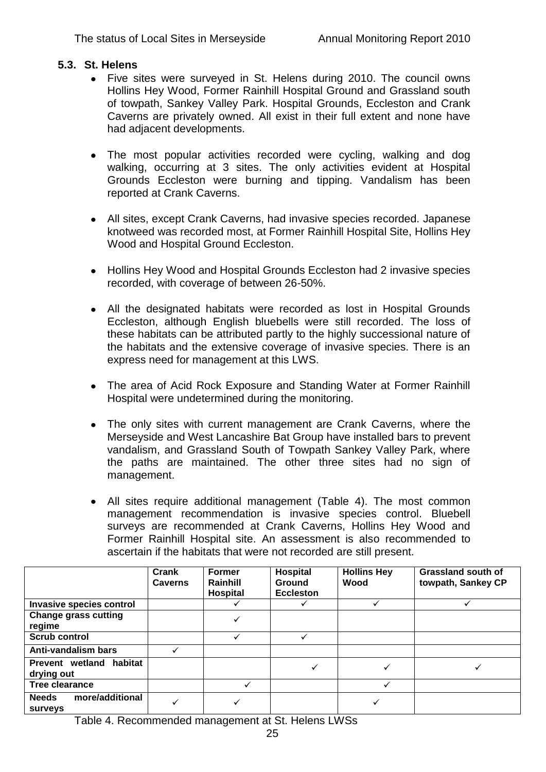### 5.3. St. Helens

- Five sites were surveyed in St. Helens during 2010. The council owns Hollins Hey Wood, Former Rainhill Hospital Ground and Grassland south of towpath, Sankey Valley Park. Hospital Grounds, Eccleston and Crank Caverns are privately owned. All exist in their full extent and none have had adjacent developments.

- The most popular activities recorded were cycling, walking and dog walking, occurring at 3 sites. The only activities evident at Hospital Grounds Eccleston were burning and tipping. Vandalism has been reported at Crank Caverns.

- All sites, except Crank Caverns, had invasive species recorded. Japanese knotweed was recorded most, at Former Rainhill Hospital Site, Hollins Hey Wood and Hospital Ground Eccleston.

- Hollins Hey Wood and Hospital Grounds Eccleston had 2 invasive species recorded, with coverage of between 26-50%.

- All the designated habitats were recorded as lost in Hospital Grounds Eccleston, although English bluebells were still recorded. The loss of these habitats can be attributed partly to the highly successional nature of the habitats and the extensive coverage of invasive species. There is an express need for management at this LWS.

- The area of Acid Rock Exposure and Standing Water at Former Rainhill Hospital were undetermined during the monitoring.

- The only sites with current management are Crank Caverns, where the Merseyside and West Lancashire Bat Group have installed bars to prevent vandalism, and Grassland South of Towpath Sankey Valley Park, where the paths are maintained. The other three sites had no sign of management.

- All sites require additional management (Table 4). The most common management recommendation is invasive species control. Bluebell surveys are recommended at Crank Caverns, Hollins Hey Wood and Former Rainhill Hospital site. An assessment is also recommended to ascertain if the habitats that were not recorded are still present.

| | Crank Caverns | Former Rainhill Hospital | Hospital Ground Eccleston | Hollins Hey Wood | Grassland south of towpath, Sankey CP |
|---|---|---|---|---|---|
| **Invasive species control** | | ✓ | ✓ | ✓ | ✓ |
| **Change grass cutting regime** | | ✓ | | | |
| **Scrub control** | | ✓ | ✓ | | |
| **Anti-vandalism bars** | ✓ | | | | |
| **Prevent wetland habitat drying out** | | | ✓ | ✓ | ✓ |
| **Tree clearance** | | ✓ | | ✓ | |
| **Needs more/additional surveys** | ✓ | ✓ | | ✓ | |

Table 4. Recommended management at St. Helens LWSs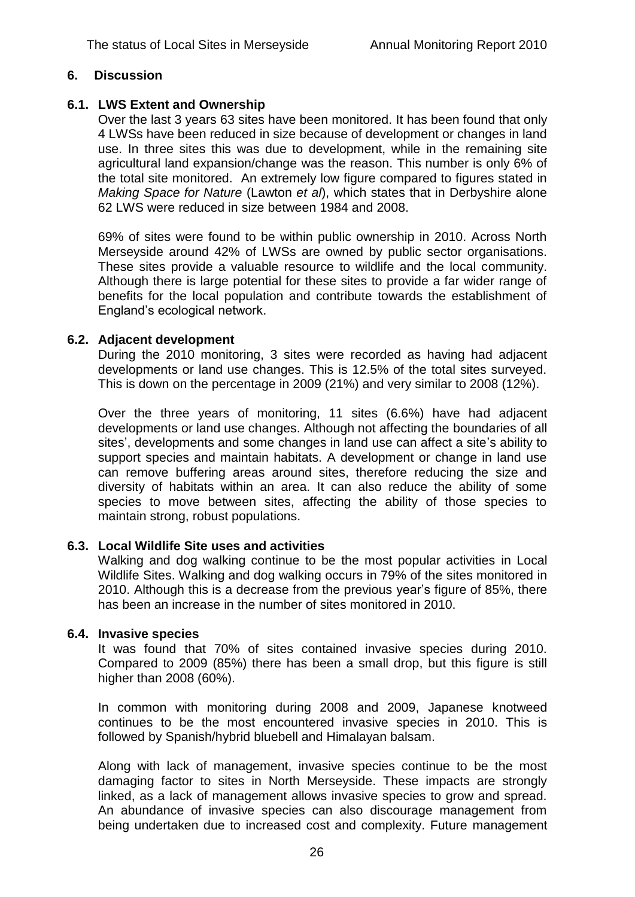## 6. Discussion

### 6.1. LWS Extent and Ownership

Over the last 3 years 63 sites have been monitored. It has been found that only 4 LWSs have been reduced in size because of development or changes in land use. In three sites this was due to development, while in the remaining site agricultural land expansion/change was the reason. This number is only 6% of the total site monitored. An extremely low figure compared to figures stated in *Making Space for Nature* (Lawton *et al*), which states that in Derbyshire alone 62 LWS were reduced in size between 1984 and 2008.

69% of sites were found to be within public ownership in 2010. Across North Merseyside around 42% of LWSs are owned by public sector organisations. These sites provide a valuable resource to wildlife and the local community. Although there is large potential for these sites to provide a far wider range of benefits for the local population and contribute towards the establishment of England's ecological network.

### 6.2. Adjacent development

During the 2010 monitoring, 3 sites were recorded as having had adjacent developments or land use changes. This is 12.5% of the total sites surveyed. This is down on the percentage in 2009 (21%) and very similar to 2008 (12%).

Over the three years of monitoring, 11 sites (6.6%) have had adjacent developments or land use changes. Although not affecting the boundaries of all sites', developments and some changes in land use can affect a site's ability to support species and maintain habitats. A development or change in land use can remove buffering areas around sites, therefore reducing the size and diversity of habitats within an area. It can also reduce the ability of some species to move between sites, affecting the ability of those species to maintain strong, robust populations.

### 6.3. Local Wildlife Site uses and activities

Walking and dog walking continue to be the most popular activities in Local Wildlife Sites. Walking and dog walking occurs in 79% of the sites monitored in 2010. Although this is a decrease from the previous year's figure of 85%, there has been an increase in the number of sites monitored in 2010.

### 6.4. Invasive species

It was found that 70% of sites contained invasive species during 2010. Compared to 2009 (85%) there has been a small drop, but this figure is still higher than 2008 (60%).

In common with monitoring during 2008 and 2009, Japanese knotweed continues to be the most encountered invasive species in 2010. This is followed by Spanish/hybrid bluebell and Himalayan balsam.

Along with lack of management, invasive species continue to be the most damaging factor to sites in North Merseyside. These impacts are strongly linked, as a lack of management allows invasive species to grow and spread. An abundance of invasive species can also discourage management from being undertaken due to increased cost and complexity. Future management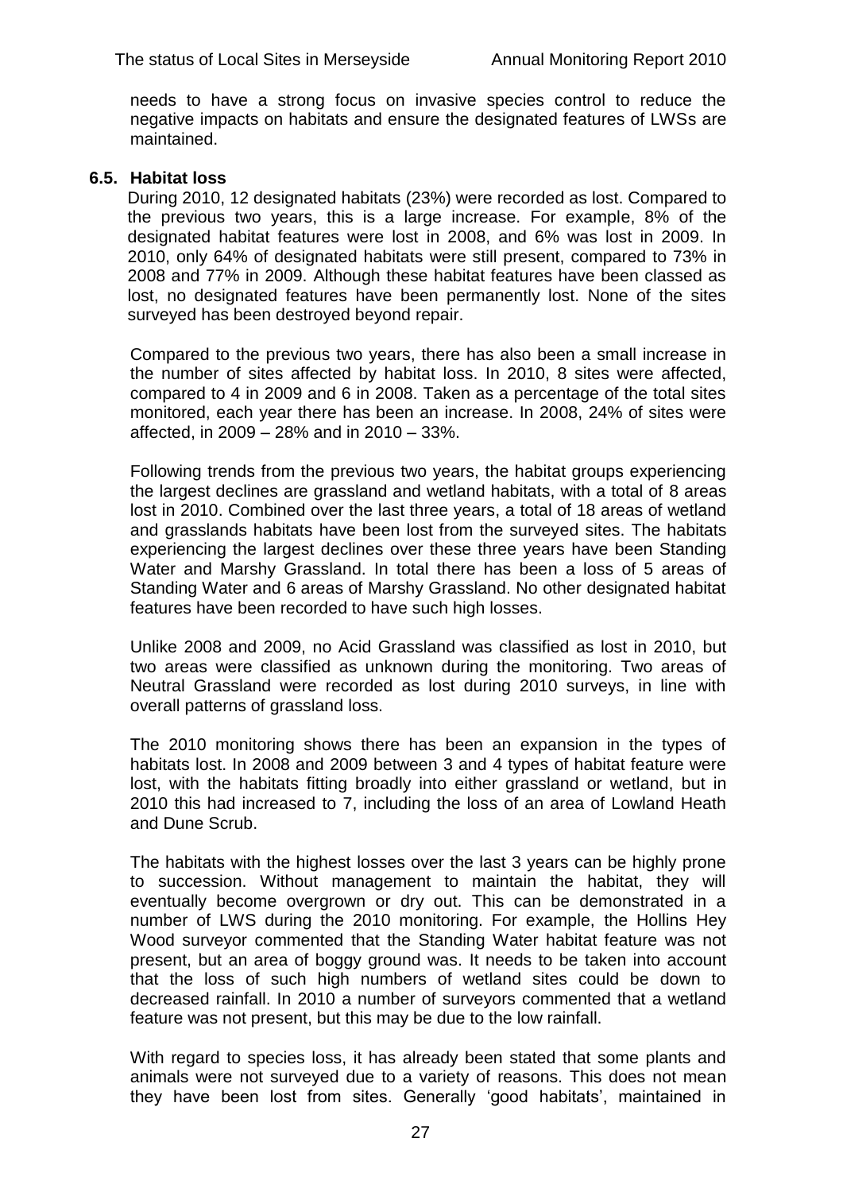needs to have a strong focus on invasive species control to reduce the negative impacts on habitats and ensure the designated features of LWSs are maintained.

### 6.5. Habitat loss

During 2010, 12 designated habitats (23%) were recorded as lost. Compared to the previous two years, this is a large increase. For example, 8% of the designated habitat features were lost in 2008, and 6% was lost in 2009. In 2010, only 64% of designated habitats were still present, compared to 73% in 2008 and 77% in 2009. Although these habitat features have been classed as lost, no designated features have been permanently lost. None of the sites surveyed has been destroyed beyond repair.

Compared to the previous two years, there has also been a small increase in the number of sites affected by habitat loss. In 2010, 8 sites were affected, compared to 4 in 2009 and 6 in 2008. Taken as a percentage of the total sites monitored, each year there has been an increase. In 2008, 24% of sites were affected, in 2009 – 28% and in 2010 – 33%.

Following trends from the previous two years, the habitat groups experiencing the largest declines are grassland and wetland habitats, with a total of 8 areas lost in 2010. Combined over the last three years, a total of 18 areas of wetland and grasslands habitats have been lost from the surveyed sites. The habitats experiencing the largest declines over these three years have been Standing Water and Marshy Grassland. In total there has been a loss of 5 areas of Standing Water and 6 areas of Marshy Grassland. No other designated habitat features have been recorded to have such high losses.

Unlike 2008 and 2009, no Acid Grassland was classified as lost in 2010, but two areas were classified as unknown during the monitoring. Two areas of Neutral Grassland were recorded as lost during 2010 surveys, in line with overall patterns of grassland loss.

The 2010 monitoring shows there has been an expansion in the types of habitats lost. In 2008 and 2009 between 3 and 4 types of habitat feature were lost, with the habitats fitting broadly into either grassland or wetland, but in 2010 this had increased to 7, including the loss of an area of Lowland Heath and Dune Scrub.

The habitats with the highest losses over the last 3 years can be highly prone to succession. Without management to maintain the habitat, they will eventually become overgrown or dry out. This can be demonstrated in a number of LWS during the 2010 monitoring. For example, the Hollins Hey Wood surveyor commented that the Standing Water habitat feature was not present, but an area of boggy ground was. It needs to be taken into account that the loss of such high numbers of wetland sites could be down to decreased rainfall. In 2010 a number of surveyors commented that a wetland feature was not present, but this may be due to the low rainfall.

With regard to species loss, it has already been stated that some plants and animals were not surveyed due to a variety of reasons. This does not mean they have been lost from sites. Generally 'good habitats', maintained in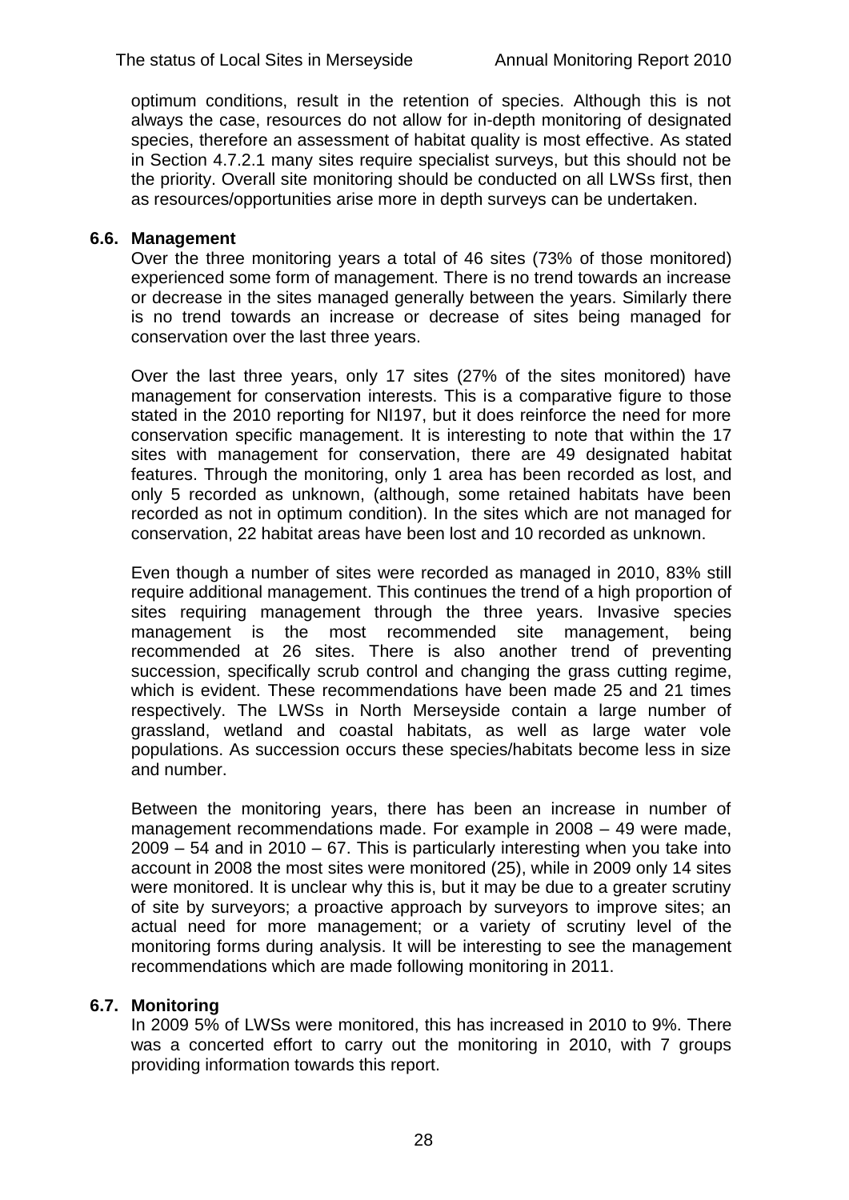optimum conditions, result in the retention of species. Although this is not always the case, resources do not allow for in-depth monitoring of designated species, therefore an assessment of habitat quality is most effective. As stated in Section 4.7.2.1 many sites require specialist surveys, but this should not be the priority. Overall site monitoring should be conducted on all LWSs first, then as resources/opportunities arise more in depth surveys can be undertaken.

### 6.6. Management

Over the three monitoring years a total of 46 sites (73% of those monitored) experienced some form of management. There is no trend towards an increase or decrease in the sites managed generally between the years. Similarly there is no trend towards an increase or decrease of sites being managed for conservation over the last three years.

Over the last three years, only 17 sites (27% of the sites monitored) have management for conservation interests. This is a comparative figure to those stated in the 2010 reporting for NI197, but it does reinforce the need for more conservation specific management. It is interesting to note that within the 17 sites with management for conservation, there are 49 designated habitat features. Through the monitoring, only 1 area has been recorded as lost, and only 5 recorded as unknown, (although, some retained habitats have been recorded as not in optimum condition). In the sites which are not managed for conservation, 22 habitat areas have been lost and 10 recorded as unknown.

Even though a number of sites were recorded as managed in 2010, 83% still require additional management. This continues the trend of a high proportion of sites requiring management through the three years. Invasive species management is the most recommended site management, being recommended at 26 sites. There is also another trend of preventing succession, specifically scrub control and changing the grass cutting regime, which is evident. These recommendations have been made 25 and 21 times respectively. The LWSs in North Merseyside contain a large number of grassland, wetland and coastal habitats, as well as large water vole populations. As succession occurs these species/habitats become less in size and number.

Between the monitoring years, there has been an increase in number of management recommendations made. For example in 2008 – 49 were made, 2009 – 54 and in 2010 – 67. This is particularly interesting when you take into account in 2008 the most sites were monitored (25), while in 2009 only 14 sites were monitored. It is unclear why this is, but it may be due to a greater scrutiny of site by surveyors; a proactive approach by surveyors to improve sites; an actual need for more management; or a variety of scrutiny level of the monitoring forms during analysis. It will be interesting to see the management recommendations which are made following monitoring in 2011.

### 6.7. Monitoring

In 2009 5% of LWSs were monitored, this has increased in 2010 to 9%. There was a concerted effort to carry out the monitoring in 2010, with 7 groups providing information towards this report.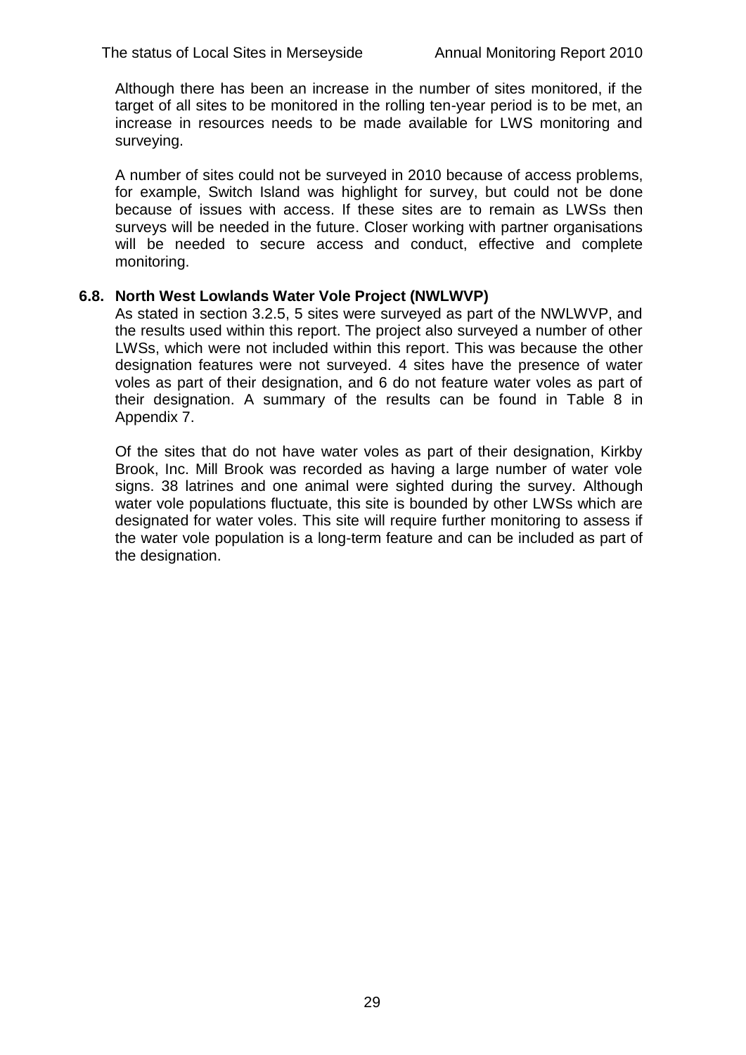Although there has been an increase in the number of sites monitored, if the target of all sites to be monitored in the rolling ten-year period is to be met, an increase in resources needs to be made available for LWS monitoring and surveying.

A number of sites could not be surveyed in 2010 because of access problems, for example, Switch Island was highlight for survey, but could not be done because of issues with access. If these sites are to remain as LWSs then surveys will be needed in the future. Closer working with partner organisations will be needed to secure access and conduct, effective and complete monitoring.

### 6.8. North West Lowlands Water Vole Project (NWLWVP)

As stated in section 3.2.5, 5 sites were surveyed as part of the NWLWVP, and the results used within this report. The project also surveyed a number of other LWSs, which were not included within this report. This was because the other designation features were not surveyed. 4 sites have the presence of water voles as part of their designation, and 6 do not feature water voles as part of their designation. A summary of the results can be found in Table 8 in Appendix 7.

Of the sites that do not have water voles as part of their designation, Kirkby Brook, Inc. Mill Brook was recorded as having a large number of water vole signs. 38 latrines and one animal were sighted during the survey. Although water vole populations fluctuate, this site is bounded by other LWSs which are designated for water voles. This site will require further monitoring to assess if the water vole population is a long-term feature and can be included as part of the designation.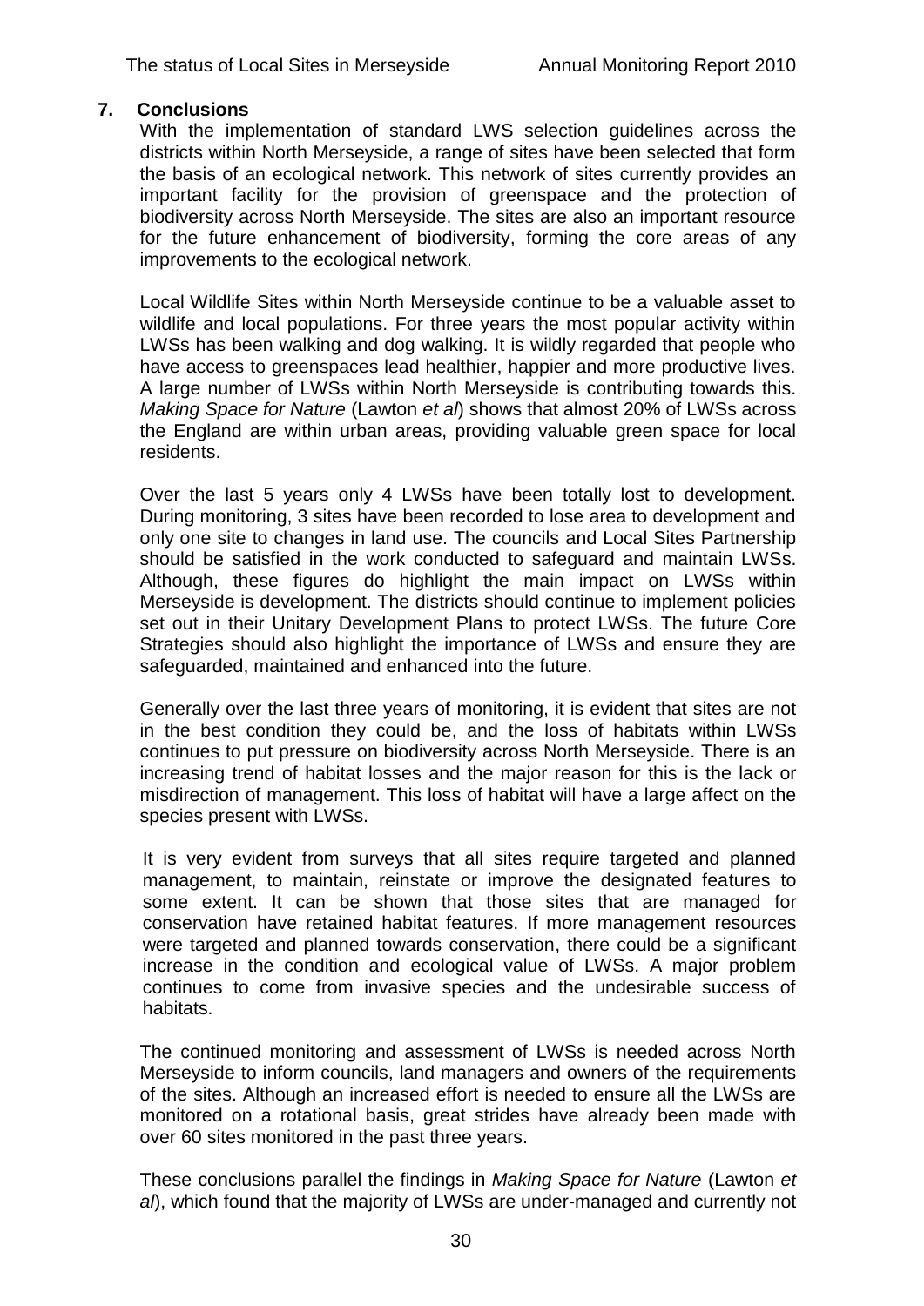## 7. Conclusions

With the implementation of standard LWS selection guidelines across the districts within North Merseyside, a range of sites have been selected that form the basis of an ecological network. This network of sites currently provides an important facility for the provision of greenspace and the protection of biodiversity across North Merseyside. The sites are also an important resource for the future enhancement of biodiversity, forming the core areas of any improvements to the ecological network.

Local Wildlife Sites within North Merseyside continue to be a valuable asset to wildlife and local populations. For three years the most popular activity within LWSs has been walking and dog walking. It is wildly regarded that people who have access to greenspaces lead healthier, happier and more productive lives. A large number of LWSs within North Merseyside is contributing towards this. *Making Space for Nature* (Lawton *et al*) shows that almost 20% of LWSs across the England are within urban areas, providing valuable green space for local residents.

Over the last 5 years only 4 LWSs have been totally lost to development. During monitoring, 3 sites have been recorded to lose area to development and only one site to changes in land use. The councils and Local Sites Partnership should be satisfied in the work conducted to safeguard and maintain LWSs. Although, these figures do highlight the main impact on LWSs within Merseyside is development. The districts should continue to implement policies set out in their Unitary Development Plans to protect LWSs. The future Core Strategies should also highlight the importance of LWSs and ensure they are safeguarded, maintained and enhanced into the future.

Generally over the last three years of monitoring, it is evident that sites are not in the best condition they could be, and the loss of habitats within LWSs continues to put pressure on biodiversity across North Merseyside. There is an increasing trend of habitat losses and the major reason for this is the lack or misdirection of management. This loss of habitat will have a large affect on the species present with LWSs.

It is very evident from surveys that all sites require targeted and planned management, to maintain, reinstate or improve the designated features to some extent. It can be shown that those sites that are managed for conservation have retained habitat features. If more management resources were targeted and planned towards conservation, there could be a significant increase in the condition and ecological value of LWSs. A major problem continues to come from invasive species and the undesirable success of habitats.

The continued monitoring and assessment of LWSs is needed across North Merseyside to inform councils, land managers and owners of the requirements of the sites. Although an increased effort is needed to ensure all the LWSs are monitored on a rotational basis, great strides have already been made with over 60 sites monitored in the past three years.

These conclusions parallel the findings in *Making Space for Nature* (Lawton *et al*), which found that the majority of LWSs are under-managed and currently not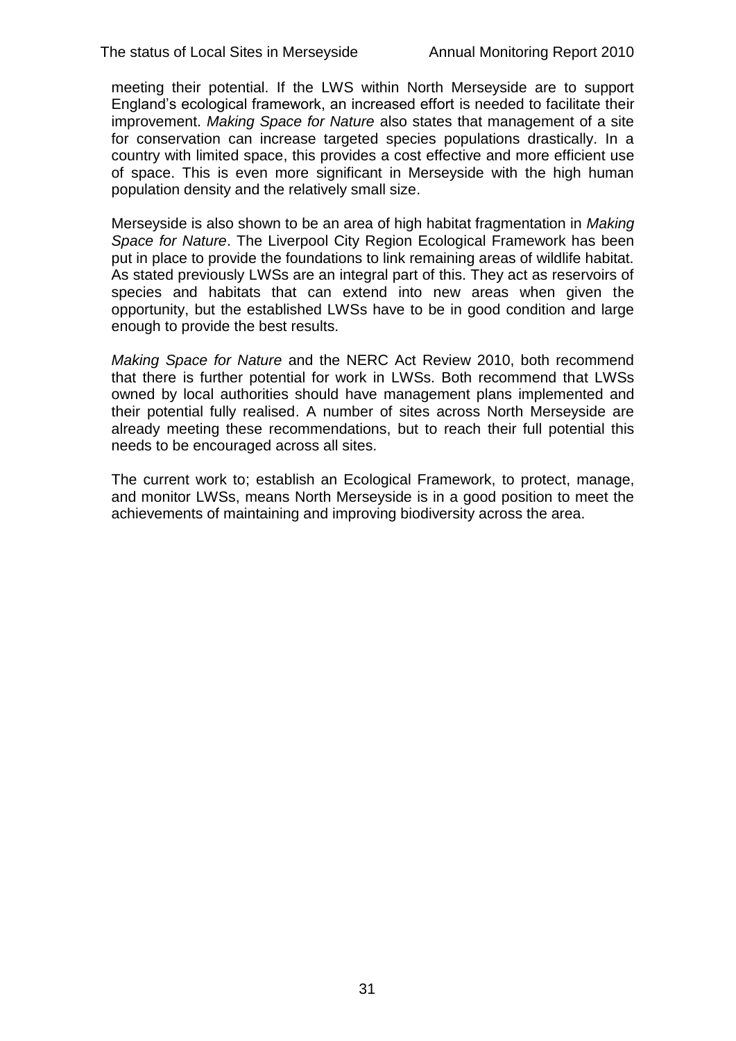meeting their potential. If the LWS within North Merseyside are to support England's ecological framework, an increased effort is needed to facilitate their improvement. *Making Space for Nature* also states that management of a site for conservation can increase targeted species populations drastically. In a country with limited space, this provides a cost effective and more efficient use of space. This is even more significant in Merseyside with the high human population density and the relatively small size.

Merseyside is also shown to be an area of high habitat fragmentation in *Making Space for Nature*. The Liverpool City Region Ecological Framework has been put in place to provide the foundations to link remaining areas of wildlife habitat. As stated previously LWSs are an integral part of this. They act as reservoirs of species and habitats that can extend into new areas when given the opportunity, but the established LWSs have to be in good condition and large enough to provide the best results.

*Making Space for Nature* and the NERC Act Review 2010, both recommend that there is further potential for work in LWSs. Both recommend that LWSs owned by local authorities should have management plans implemented and their potential fully realised. A number of sites across North Merseyside are already meeting these recommendations, but to reach their full potential this needs to be encouraged across all sites.

The current work to; establish an Ecological Framework, to protect, manage, and monitor LWSs, means North Merseyside is in a good position to meet the achievements of maintaining and improving biodiversity across the area.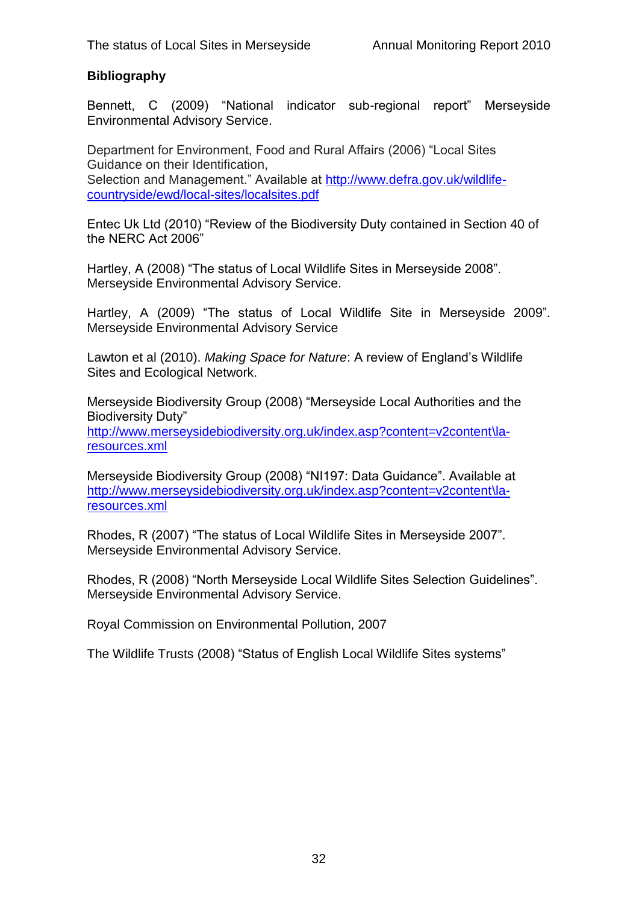## Bibliography

Bennett, C (2009) "National indicator sub-regional report" Merseyside Environmental Advisory Service.

Department for Environment, Food and Rural Affairs (2006) "Local Sites Guidance on their Identification,
Selection and Management." Available at http://www.defra.gov.uk/wildlife-countryside/ewd/local-sites/localsites.pdf

Entec Uk Ltd (2010) "Review of the Biodiversity Duty contained in Section 40 of the NERC Act 2006"

Hartley, A (2008) "The status of Local Wildlife Sites in Merseyside 2008". Merseyside Environmental Advisory Service.

Hartley, A (2009) "The status of Local Wildlife Site in Merseyside 2009". Merseyside Environmental Advisory Service

Lawton et al (2010). *Making Space for Nature*: A review of England's Wildlife Sites and Ecological Network.

Merseyside Biodiversity Group (2008) "Merseyside Local Authorities and the Biodiversity Duty"
http://www.merseysidebiodiversity.org.uk/index.asp?content=v2content\la-resources.xml

Merseyside Biodiversity Group (2008) "NI197: Data Guidance". Available at http://www.merseysidebiodiversity.org.uk/index.asp?content=v2content\la-resources.xml

Rhodes, R (2007) "The status of Local Wildlife Sites in Merseyside 2007". Merseyside Environmental Advisory Service.

Rhodes, R (2008) "North Merseyside Local Wildlife Sites Selection Guidelines". Merseyside Environmental Advisory Service.

Royal Commission on Environmental Pollution, 2007

The Wildlife Trusts (2008) "Status of English Local Wildlife Sites systems"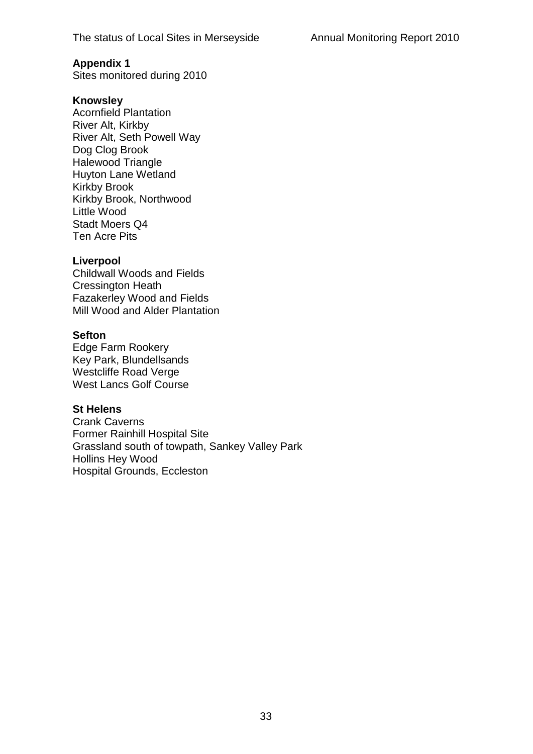**Appendix 1**

Sites monitored during 2010

**Knowsley**

Acornfield Plantation
River Alt, Kirkby
River Alt, Seth Powell Way
Dog Clog Brook
Halewood Triangle
Huyton Lane Wetland
Kirkby Brook
Kirkby Brook, Northwood
Little Wood
Stadt Moers Q4
Ten Acre Pits

**Liverpool**

Childwall Woods and Fields
Cressington Heath
Fazakerley Wood and Fields
Mill Wood and Alder Plantation

**Sefton**

Edge Farm Rookery
Key Park, Blundellsands
Westcliffe Road Verge
West Lancs Golf Course

**St Helens**

Crank Caverns
Former Rainhill Hospital Site
Grassland south of towpath, Sankey Valley Park
Hollins Hey Wood
Hospital Grounds, Eccleston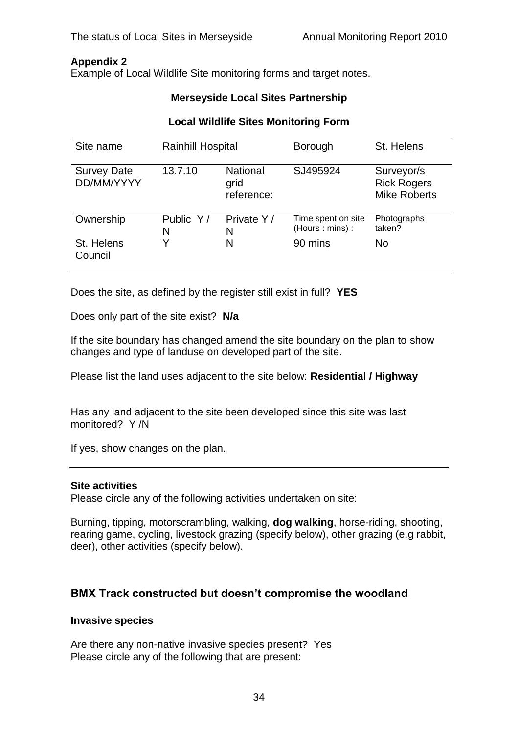**Appendix 2**

Example of Local Wildlife Site monitoring forms and target notes.

**Merseyside Local Sites Partnership**

**Local Wildlife Sites Monitoring Form**

| Site name | Rainhill Hospital | | Borough | St. Helens |
|---|---|---|---|---|
| Survey Date DD/MM/YYYY | 13.7.10 | National grid reference: | SJ495924 | Surveyor/s Rick Rogers Mike Roberts |
| Ownership | Public Y / N | Private Y / N | Time spent on site (Hours : mins) : | Photographs taken? |
| St. Helens Council | Y | N | 90 mins | No |

Does the site, as defined by the register still exist in full? **YES**

Does only part of the site exist? **N/a**

If the site boundary has changed amend the site boundary on the plan to show changes and type of landuse on developed part of the site.

Please list the land uses adjacent to the site below: **Residential / Highway**

Has any land adjacent to the site been developed since this site was last monitored? Y /N

If yes, show changes on the plan.

---

**Site activities**

Please circle any of the following activities undertaken on site:

Burning, tipping, motorscrambling, walking, **dog walking**, horse-riding, shooting, rearing game, cycling, livestock grazing (specify below), other grazing (e.g rabbit, deer), other activities (specify below).

**BMX Track constructed but doesn't compromise the woodland**

**Invasive species**

Are there any non-native invasive species present? Yes

Please circle any of the following that are present: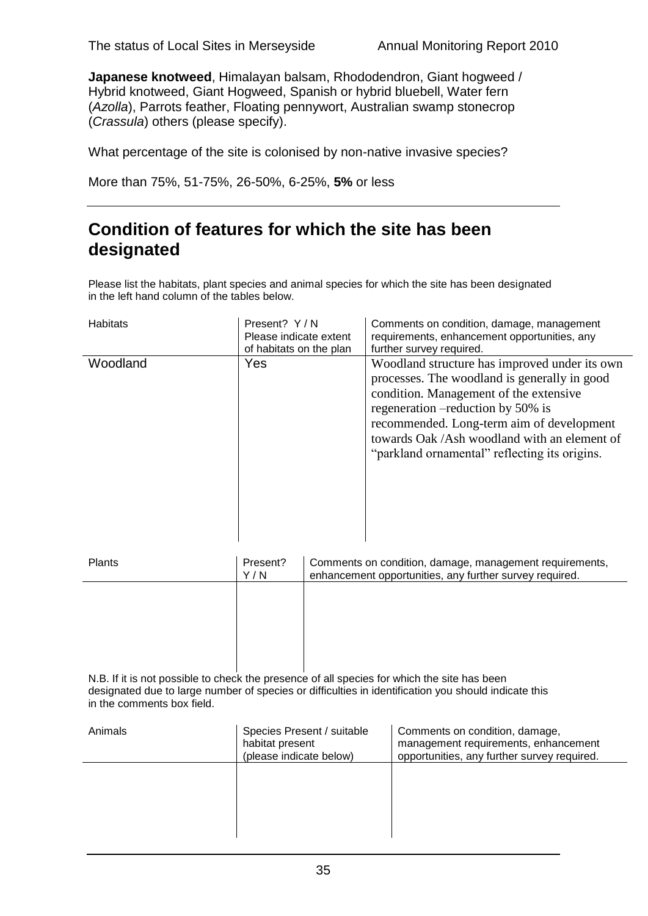**Japanese knotweed**, Himalayan balsam, Rhododendron, Giant hogweed / Hybrid knotweed, Giant Hogweed, Spanish or hybrid bluebell, Water fern (*Azolla*), Parrots feather, Floating pennywort, Australian swamp stonecrop (*Crassula*) others (please specify).

What percentage of the site is colonised by non-native invasive species?

More than 75%, 51-75%, 26-50%, 6-25%, **5%** or less

---

## Condition of features for which the site has been designated

Please list the habitats, plant species and animal species for which the site has been designated in the left hand column of the tables below.

| Habitats | Present? Y / N Please indicate extent of habitats on the plan | Comments on condition, damage, management requirements, enhancement opportunities, any further survey required. |
|---|---|---|
| Woodland | Yes | Woodland structure has improved under its own processes. The woodland is generally in good condition. Management of the extensive regeneration –reduction by 50% is recommended. Long-term aim of development towards Oak /Ash woodland with an element of "parkland ornamental" reflecting its origins. |

| Plants | Present? Y / N | Comments on condition, damage, management requirements, enhancement opportunities, any further survey required. |
|---|---|---|
| | | |

N.B. If it is not possible to check the presence of all species for which the site has been designated due to large number of species or difficulties in identification you should indicate this in the comments box field.

| Animals | Species Present / suitable habitat present (please indicate below) | Comments on condition, damage, management requirements, enhancement opportunities, any further survey required. |
|---|---|---|
| | | |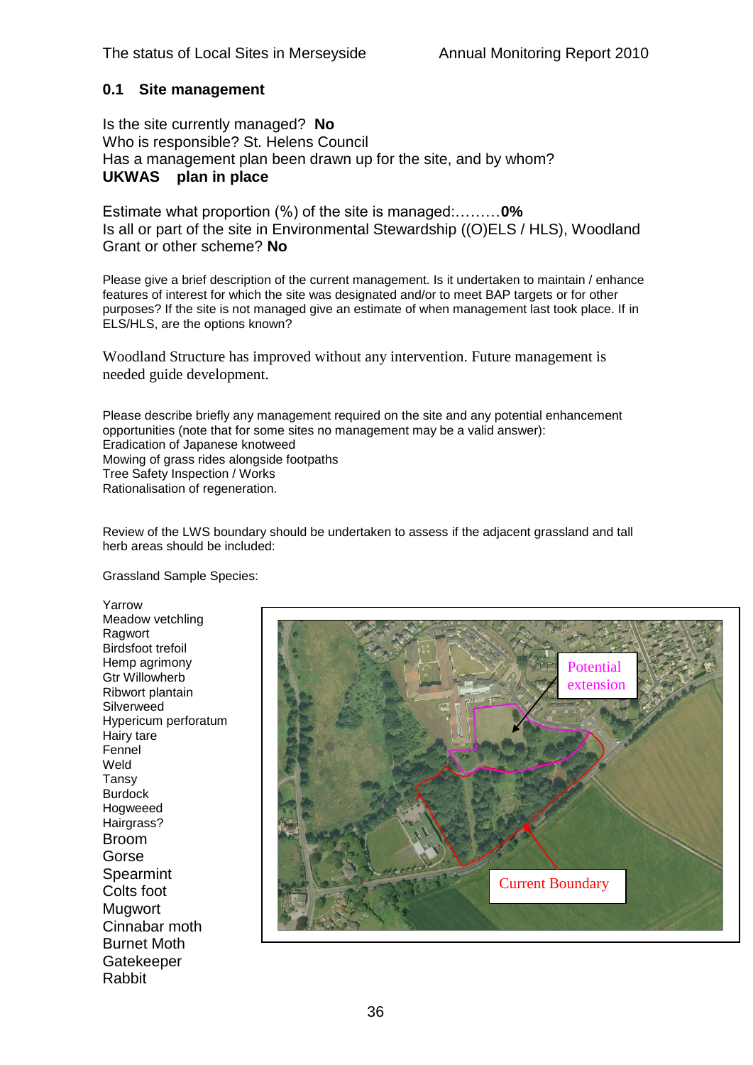## 0.1 Site management

Is the site currently managed? **No**
Who is responsible? St. Helens Council
Has a management plan been drawn up for the site, and by whom?
**UKWAS plan in place**

Estimate what proportion (%) of the site is managed:………**0%**
Is all or part of the site in Environmental Stewardship ((O)ELS / HLS), Woodland Grant or other scheme? **No**

Please give a brief description of the current management. Is it undertaken to maintain / enhance features of interest for which the site was designated and/or to meet BAP targets or for other purposes? If the site is not managed give an estimate of when management last took place. If in ELS/HLS, are the options known?

Woodland Structure has improved without any intervention. Future management is needed guide development.

Please describe briefly any management required on the site and any potential enhancement opportunities (note that for some sites no management may be a valid answer):
Eradication of Japanese knotweed
Mowing of grass rides alongside footpaths
Tree Safety Inspection / Works
Rationalisation of regeneration.

Review of the LWS boundary should be undertaken to assess if the adjacent grassland and tall herb areas should be included:

Grassland Sample Species:

Yarrow
Meadow vetchling
Ragwort
Birdsfoot trefoil
Hemp agrimony
Gtr Willowherb
Ribwort plantain
Silverweed
Hypericum perforatum
Hairy tare
Fennel
Weld
Tansy
Burdock
Hogweeed
Hairgrass?
Broom
Gorse
Spearmint
Colts foot
Mugwort
Cinnabar moth
Burnet Moth
Gatekeeper
Rabbit

Potential extension

Current Boundary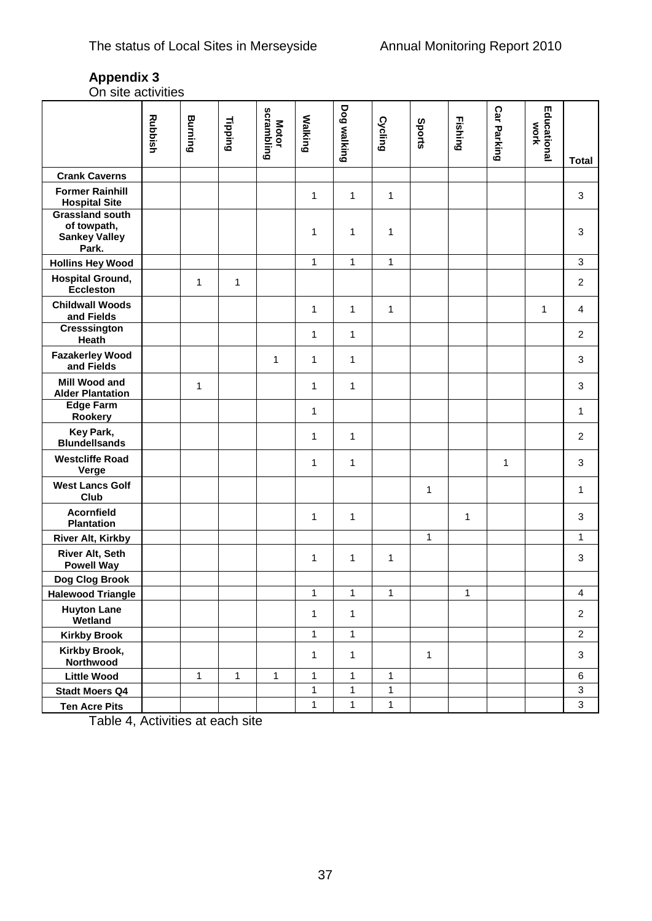## Appendix 3

On site activities

| | Rubbish | Burning | Tipping | Motor scrambling | Walking | Dog walking | Cycling | Sports | Fishing | Car Parking | Educational work | Total |
|---|---|---|---|---|---|---|---|---|---|---|---|---|
| **Crank Caverns** | | | | | | | | | | | | |
| **Former Rainhill Hospital Site** | | | | | 1 | 1 | 1 | | | | | 3 |
| **Grassland south of towpath, Sankey Valley Park.** | | | | | 1 | 1 | 1 | | | | | 3 |
| **Hollins Hey Wood** | | | | | 1 | 1 | 1 | | | | | 3 |
| **Hospital Ground, Eccleston** | | 1 | 1 | | | | | | | | | 2 |
| **Childwall Woods and Fields** | | | | | 1 | 1 | 1 | | | | 1 | 4 |
| **Cresssington Heath** | | | | | 1 | 1 | | | | | | 2 |
| **Fazakerley Wood and Fields** | | | | 1 | 1 | 1 | | | | | | 3 |
| **Mill Wood and Alder Plantation** | | 1 | | | 1 | 1 | | | | | | 3 |
| **Edge Farm Rookery** | | | | | 1 | | | | | | | 1 |
| **Key Park, Blundellsands** | | | | | 1 | 1 | | | | | | 2 |
| **Westcliffe Road Verge** | | | | | 1 | 1 | | | | 1 | | 3 |
| **West Lancs Golf Club** | | | | | | | | 1 | | | | 1 |
| **Acornfield Plantation** | | | | | 1 | 1 | | | 1 | | | 3 |
| **River Alt, Kirkby** | | | | | | | | 1 | | | | 1 |
| **River Alt, Seth Powell Way** | | | | | 1 | 1 | 1 | | | | | 3 |
| **Dog Clog Brook** | | | | | | | | | | | | |
| **Halewood Triangle** | | | | | 1 | 1 | 1 | | 1 | | | 4 |
| **Huyton Lane Wetland** | | | | | 1 | 1 | | | | | | 2 |
| **Kirkby Brook** | | | | | 1 | 1 | | | | | | 2 |
| **Kirkby Brook, Northwood** | | | | | 1 | 1 | | 1 | | | | 3 |
| **Little Wood** | | 1 | 1 | 1 | 1 | 1 | 1 | | | | | 6 |
| **Stadt Moers Q4** | | | | | 1 | 1 | 1 | | | | | 3 |
| **Ten Acre Pits** | | | | | 1 | 1 | 1 | | | | | 3 |

Table 4, Activities at each site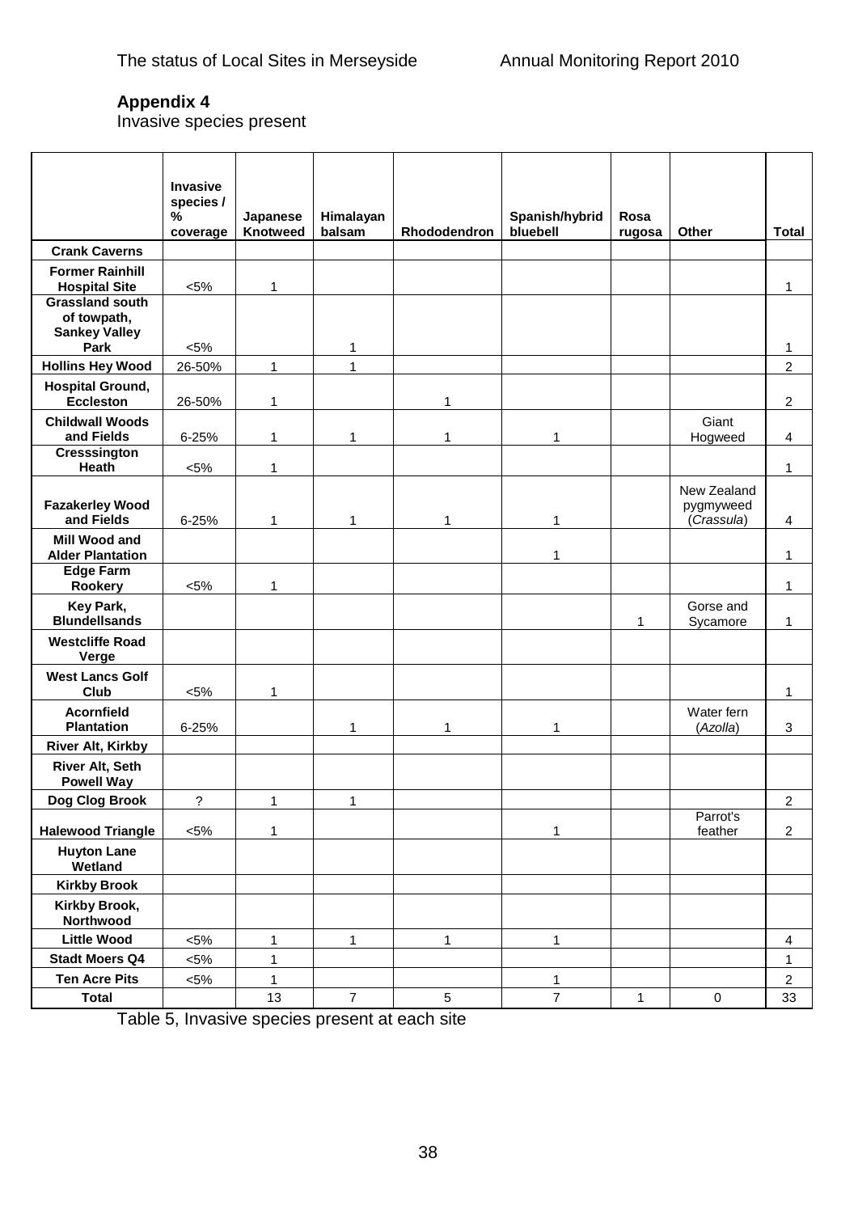## Appendix 4

Invasive species present

| | Invasive species / % coverage | Japanese Knotweed | Himalayan balsam | Rhododendron | Spanish/hybrid bluebell | Rosa rugosa | Other | Total |
|---|---|---|---|---|---|---|---|---|
| **Crank Caverns** | | | | | | | | |
| **Former Rainhill Hospital Site** | <5% | 1 | | | | | | 1 |
| **Grassland south of towpath, Sankey Valley Park** | <5% | | 1 | | | | | 1 |
| **Hollins Hey Wood** | 26-50% | 1 | 1 | | | | | 2 |
| **Hospital Ground, Eccleston** | 26-50% | 1 | | 1 | | | | 2 |
| **Childwall Woods and Fields** | 6-25% | 1 | 1 | 1 | 1 | | Giant Hogweed | 4 |
| **Cresssington Heath** | <5% | 1 | | | | | | 1 |
| **Fazakerley Wood and Fields** | 6-25% | 1 | 1 | 1 | 1 | | New Zealand pygmyweed (*Crassula*) | 4 |
| **Mill Wood and Alder Plantation** | | | | | 1 | | | 1 |
| **Edge Farm Rookery** | <5% | 1 | | | | | | 1 |
| **Key Park, Blundellsands** | | | | | | 1 | Gorse and Sycamore | 1 |
| **Westcliffe Road Verge** | | | | | | | | |
| **West Lancs Golf Club** | <5% | 1 | | | | | | 1 |
| **Acornfield Plantation** | 6-25% | | 1 | 1 | 1 | | Water fern (*Azolla*) | 3 |
| **River Alt, Kirkby** | | | | | | | | |
| **River Alt, Seth Powell Way** | | | | | | | | |
| **Dog Clog Brook** | ? | 1 | 1 | | | | | 2 |
| **Halewood Triangle** | <5% | 1 | | | 1 | | Parrot's feather | 2 |
| **Huyton Lane Wetland** | | | | | | | | |
| **Kirkby Brook** | | | | | | | | |
| **Kirkby Brook, Northwood** | | | | | | | | |
| **Little Wood** | <5% | 1 | 1 | 1 | 1 | | | 4 |
| **Stadt Moers Q4** | <5% | 1 | | | | | | 1 |
| **Ten Acre Pits** | <5% | 1 | | | 1 | | | 2 |
| **Total** | | 13 | 7 | 5 | 7 | 1 | 0 | 33 |

Table 5, Invasive species present at each site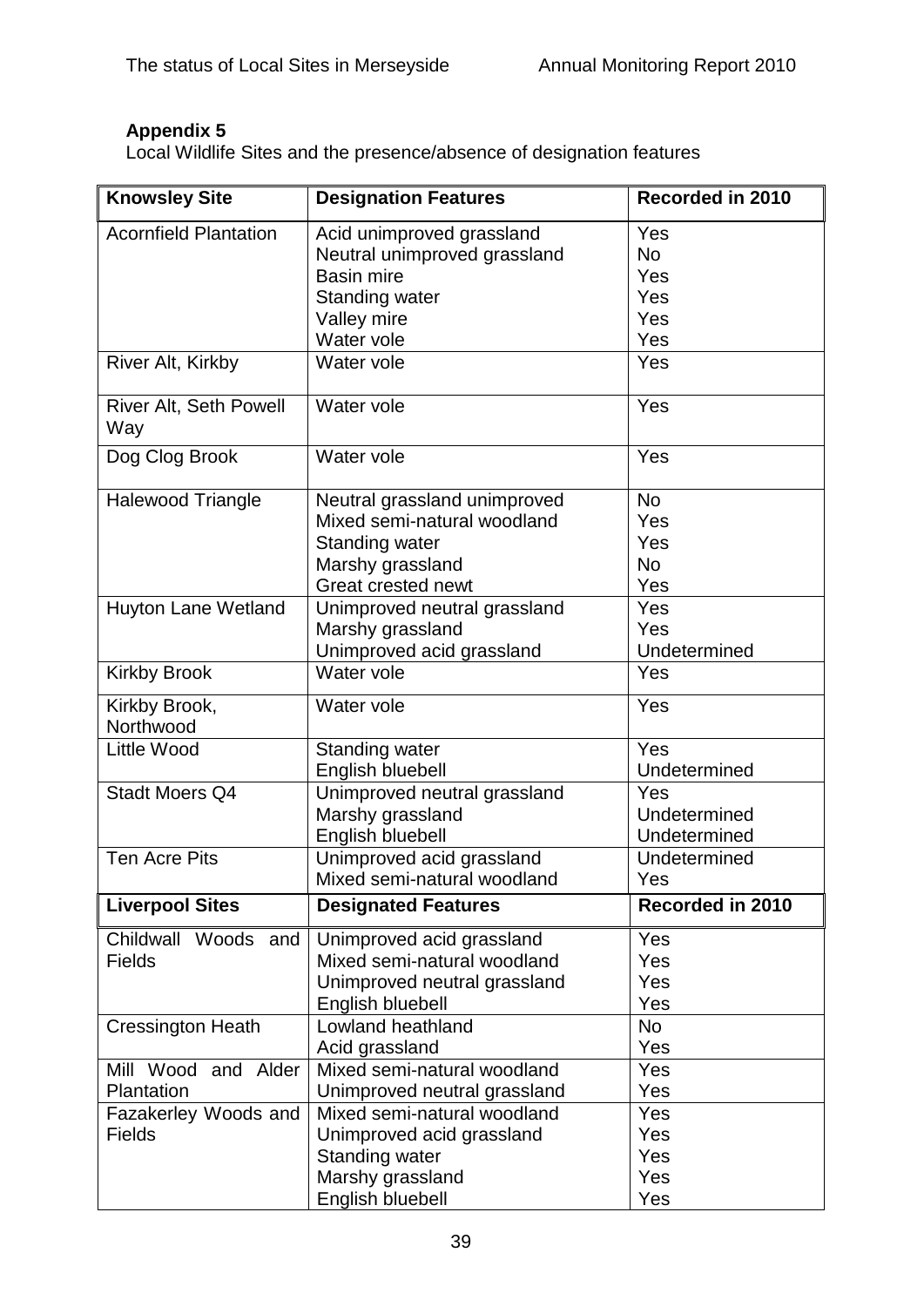**Appendix 5**

Local Wildlife Sites and the presence/absence of designation features

| Knowsley Site | Designation Features | Recorded in 2010 |
|---|---|---|
| Acornfield Plantation | Acid unimproved grassland<br>Neutral unimproved grassland<br>Basin mire<br>Standing water<br>Valley mire<br>Water vole | Yes<br>No<br>Yes<br>Yes<br>Yes<br>Yes |
| River Alt, Kirkby | Water vole | Yes |
| River Alt, Seth Powell Way | Water vole | Yes |
| Dog Clog Brook | Water vole | Yes |
| Halewood Triangle | Neutral grassland unimproved<br>Mixed semi-natural woodland<br>Standing water<br>Marshy grassland<br>Great crested newt | No<br>Yes<br>Yes<br>No<br>Yes |
| Huyton Lane Wetland | Unimproved neutral grassland<br>Marshy grassland<br>Unimproved acid grassland | Yes<br>Yes<br>Undetermined |
| Kirkby Brook | Water vole | Yes |
| Kirkby Brook, Northwood | Water vole | Yes |
| Little Wood | Standing water<br>English bluebell | Yes<br>Undetermined |
| Stadt Moers Q4 | Unimproved neutral grassland<br>Marshy grassland<br>English bluebell | Yes<br>Undetermined<br>Undetermined |
| Ten Acre Pits | Unimproved acid grassland<br>Mixed semi-natural woodland | Undetermined<br>Yes |
| **Liverpool Sites** | **Designated Features** | **Recorded in 2010** |
| Childwall Woods and Fields | Unimproved acid grassland<br>Mixed semi-natural woodland<br>Unimproved neutral grassland<br>English bluebell | Yes<br>Yes<br>Yes<br>Yes |
| Cressington Heath | Lowland heathland<br>Acid grassland | No<br>Yes |
| Mill Wood and Alder Plantation | Mixed semi-natural woodland<br>Unimproved neutral grassland | Yes<br>Yes |
| Fazakerley Woods and Fields | Mixed semi-natural woodland<br>Unimproved acid grassland<br>Standing water<br>Marshy grassland<br>English bluebell | Yes<br>Yes<br>Yes<br>Yes<br>Yes |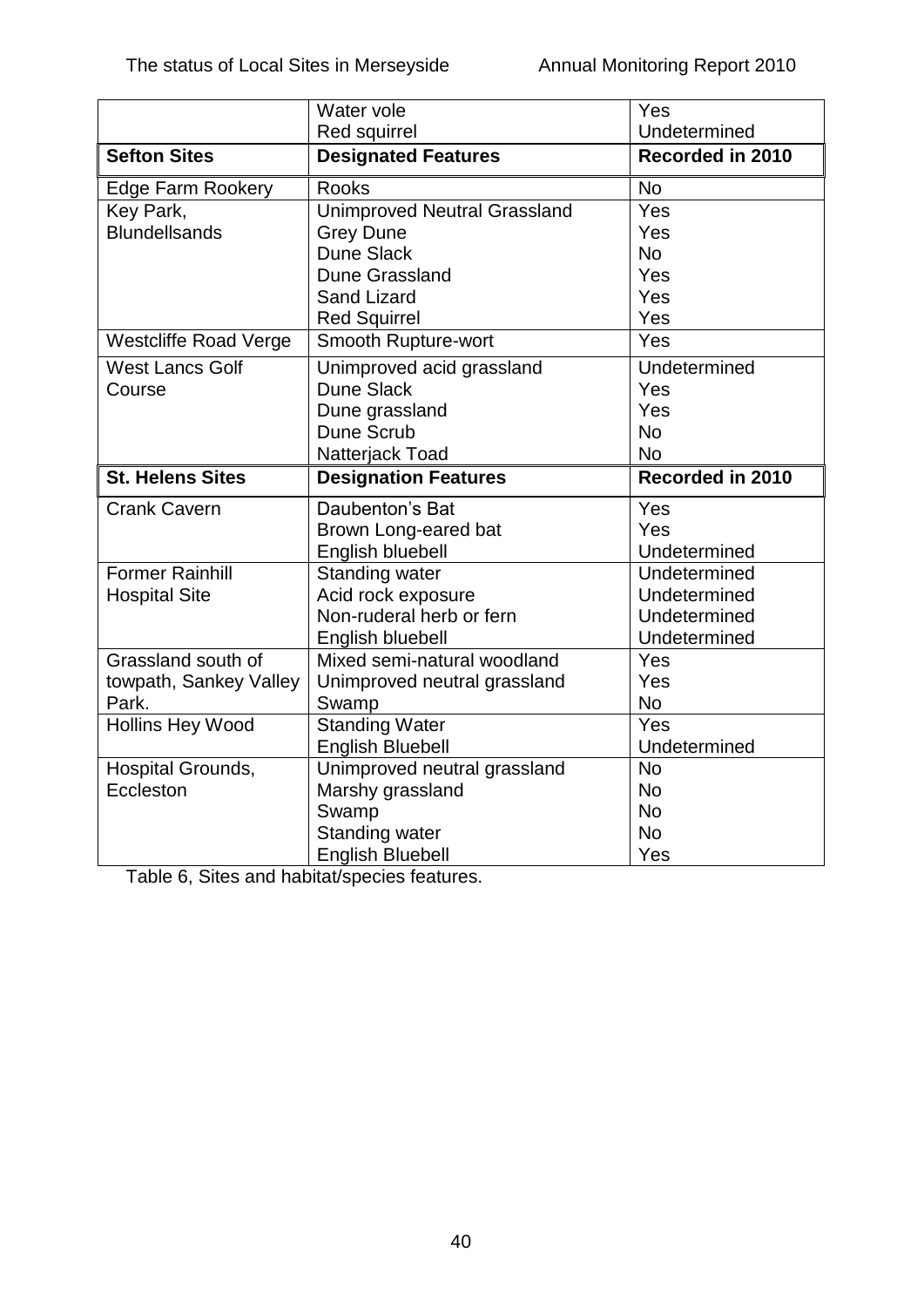| | Water vole<br>Red squirrel | Yes<br>Undetermined |
|---|---|---|
| **Sefton Sites** | **Designated Features** | **Recorded in 2010** |
| Edge Farm Rookery | Rooks | No |
| Key Park, Blundellsands | Unimproved Neutral Grassland<br>Grey Dune<br>Dune Slack<br>Dune Grassland<br>Sand Lizard<br>Red Squirrel | Yes<br>Yes<br>No<br>Yes<br>Yes<br>Yes |
| Westcliffe Road Verge | Smooth Rupture-wort | Yes |
| West Lancs Golf Course | Unimproved acid grassland<br>Dune Slack<br>Dune grassland<br>Dune Scrub<br>Natterjack Toad | Undetermined<br>Yes<br>Yes<br>No<br>No |
| **St. Helens Sites** | **Designation Features** | **Recorded in 2010** |
| Crank Cavern | Daubenton's Bat<br>Brown Long-eared bat<br>English bluebell | Yes<br>Yes<br>Undetermined |
| Former Rainhill Hospital Site | Standing water<br>Acid rock exposure<br>Non-ruderal herb or fern<br>English bluebell | Undetermined<br>Undetermined<br>Undetermined<br>Undetermined |
| Grassland south of towpath, Sankey Valley Park. | Mixed semi-natural woodland<br>Unimproved neutral grassland<br>Swamp | Yes<br>Yes<br>No |
| Hollins Hey Wood | Standing Water<br>English Bluebell | Yes<br>Undetermined |
| Hospital Grounds, Eccleston | Unimproved neutral grassland<br>Marshy grassland<br>Swamp<br>Standing water<br>English Bluebell | No<br>No<br>No<br>No<br>Yes |

Table 6, Sites and habitat/species features.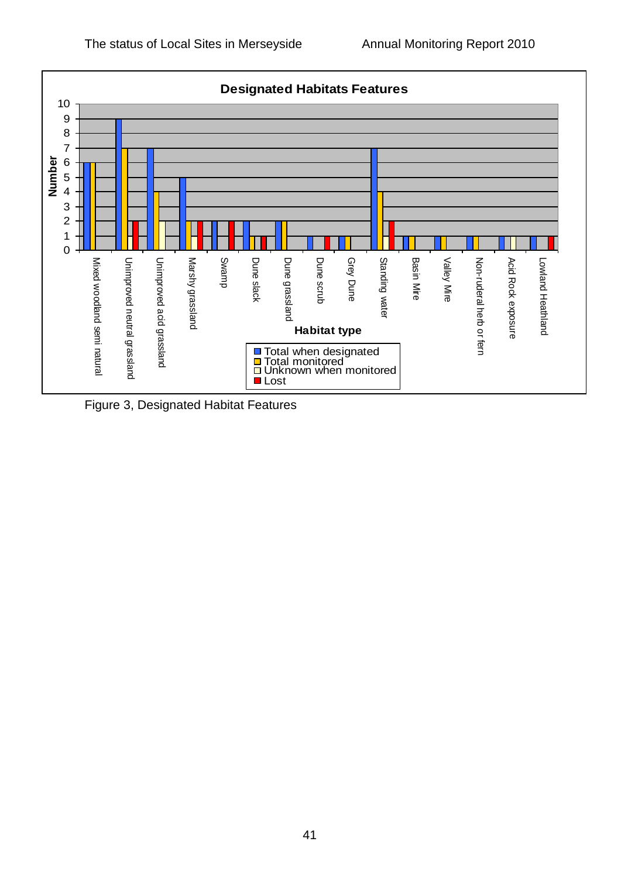**Designated Habitats Features**

| Habitat type | Total when designated | Total monitored | Unknown when monitored | Lost |
|---|---|---|---|---|
| Mixed woodland semi natural | 6 | 6 | 0 | 0 |
| Unimproved neutral grassland | 9 | 7 | 2 | 2 |
| Unimproved acid grassland | 7 | 4 | 2 | 0 |
| Marshy grassland | 5 | 2 | 1 | 2 |
| Swamp | 2 | 0 | 0 | 2 |
| Dune slack | 2 | 1 | 0 | 1 |
| Dune grassland | 2 | 2 | 0 | 0 |
| Dune scrub | 1 | 0 | 0 | 1 |
| Grey Dune | 1 | 1 | 0 | 0 |
| Standing water | 7 | 4 | 2 | 2 |
| Basin Mire | 1 | 1 | 0 | 0 |
| Valley Mire | 1 | 1 | 0 | 0 |
| Non-ruderal herb or fern | 1 | 1 | 0 | 0 |
| Acid Rock exposure | 1 | 0 | 1 | 0 |
| Lowland Heathland | 1 | 0 | 0 | 1 |

Figure 3, Designated Habitat Features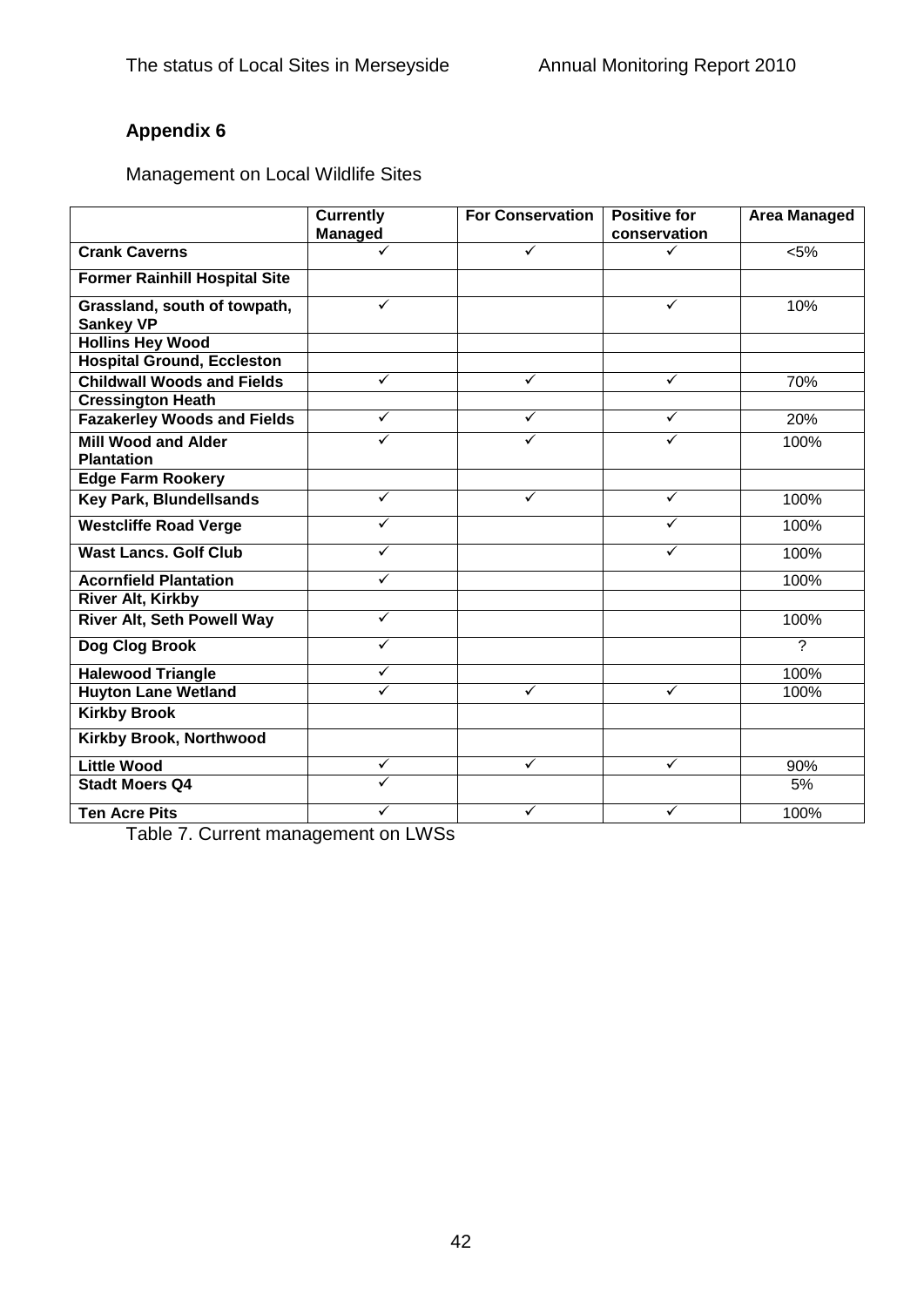## Appendix 6

Management on Local Wildlife Sites

| | Currently Managed | For Conservation | Positive for conservation | Area Managed |
|---|---|---|---|---|
| **Crank Caverns** | ✓ | ✓ | ✓ | <5% |
| **Former Rainhill Hospital Site** | | | | |
| **Grassland, south of towpath, Sankey VP** | ✓ | | ✓ | 10% |
| **Hollins Hey Wood** | | | | |
| **Hospital Ground, Eccleston** | | | | |
| **Childwall Woods and Fields** | ✓ | ✓ | ✓ | 70% |
| **Cressington Heath** | | | | |
| **Fazakerley Woods and Fields** | ✓ | ✓ | ✓ | 20% |
| **Mill Wood and Alder Plantation** | ✓ | ✓ | ✓ | 100% |
| **Edge Farm Rookery** | | | | |
| **Key Park, Blundellsands** | ✓ | ✓ | ✓ | 100% |
| **Westcliffe Road Verge** | ✓ | | ✓ | 100% |
| **Wast Lancs. Golf Club** | ✓ | | ✓ | 100% |
| **Acornfield Plantation** | ✓ | | | 100% |
| **River Alt, Kirkby** | | | | |
| **River Alt, Seth Powell Way** | ✓ | | | 100% |
| **Dog Clog Brook** | ✓ | | | ? |
| **Halewood Triangle** | ✓ | | | 100% |
| **Huyton Lane Wetland** | ✓ | ✓ | ✓ | 100% |
| **Kirkby Brook** | | | | |
| **Kirkby Brook, Northwood** | | | | |
| **Little Wood** | ✓ | ✓ | ✓ | 90% |
| **Stadt Moers Q4** | ✓ | | | 5% |
| **Ten Acre Pits** | ✓ | ✓ | ✓ | 100% |

Table 7. Current management on LWSs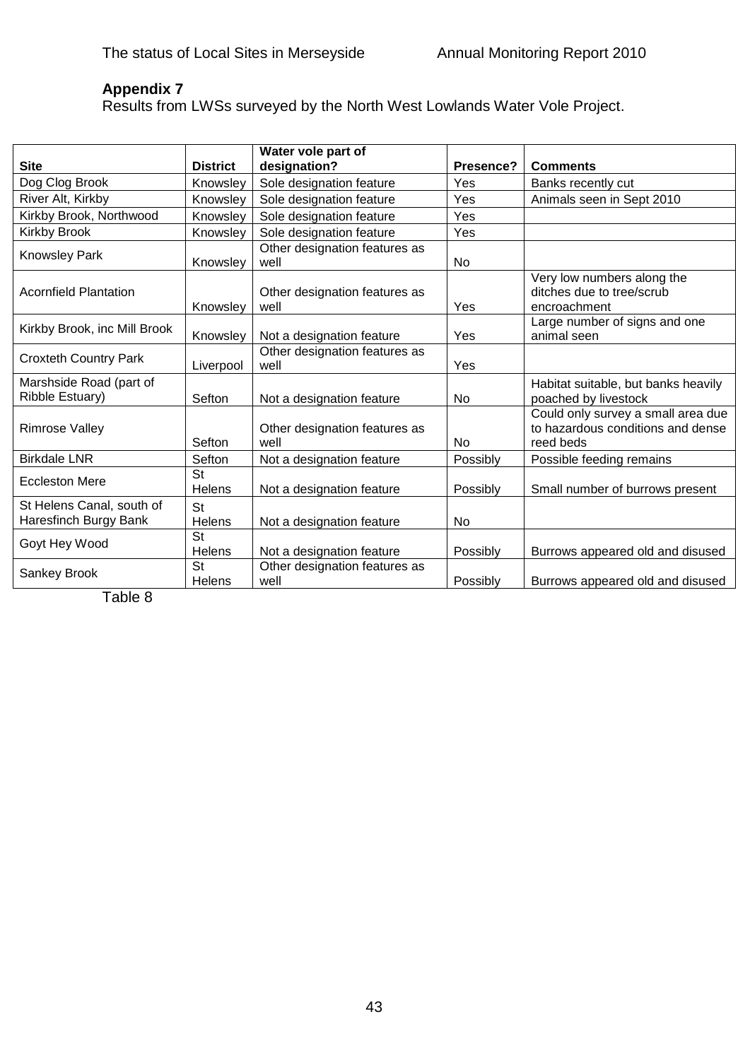**Appendix 7**

Results from LWSs surveyed by the North West Lowlands Water Vole Project.

| Site | District | Water vole part of designation? | Presence? | Comments |
|---|---|---|---|---|
| Dog Clog Brook | Knowsley | Sole designation feature | Yes | Banks recently cut |
| River Alt, Kirkby | Knowsley | Sole designation feature | Yes | Animals seen in Sept 2010 |
| Kirkby Brook, Northwood | Knowsley | Sole designation feature | Yes | |
| Kirkby Brook | Knowsley | Sole designation feature | Yes | |
| Knowsley Park | Knowsley | Other designation features as well | No | |
| Acornfield Plantation | Knowsley | Other designation features as well | Yes | Very low numbers along the ditches due to tree/scrub encroachment |
| Kirkby Brook, inc Mill Brook | Knowsley | Not a designation feature | Yes | Large number of signs and one animal seen |
| Croxteth Country Park | Liverpool | Other designation features as well | Yes | |
| Marshside Road (part of Ribble Estuary) | Sefton | Not a designation feature | No | Habitat suitable, but banks heavily poached by livestock |
| Rimrose Valley | Sefton | Other designation features as well | No | Could only survey a small area due to hazardous conditions and dense reed beds |
| Birkdale LNR | Sefton | Not a designation feature | Possibly | Possible feeding remains |
| Eccleston Mere | St Helens | Not a designation feature | Possibly | Small number of burrows present |
| St Helens Canal, south of Haresfinch Burgy Bank | St Helens | Not a designation feature | No | |
| Goyt Hey Wood | St Helens | Not a designation feature | Possibly | Burrows appeared old and disused |
| Sankey Brook | St Helens | Other designation features as well | Possibly | Burrows appeared old and disused |

Table 8